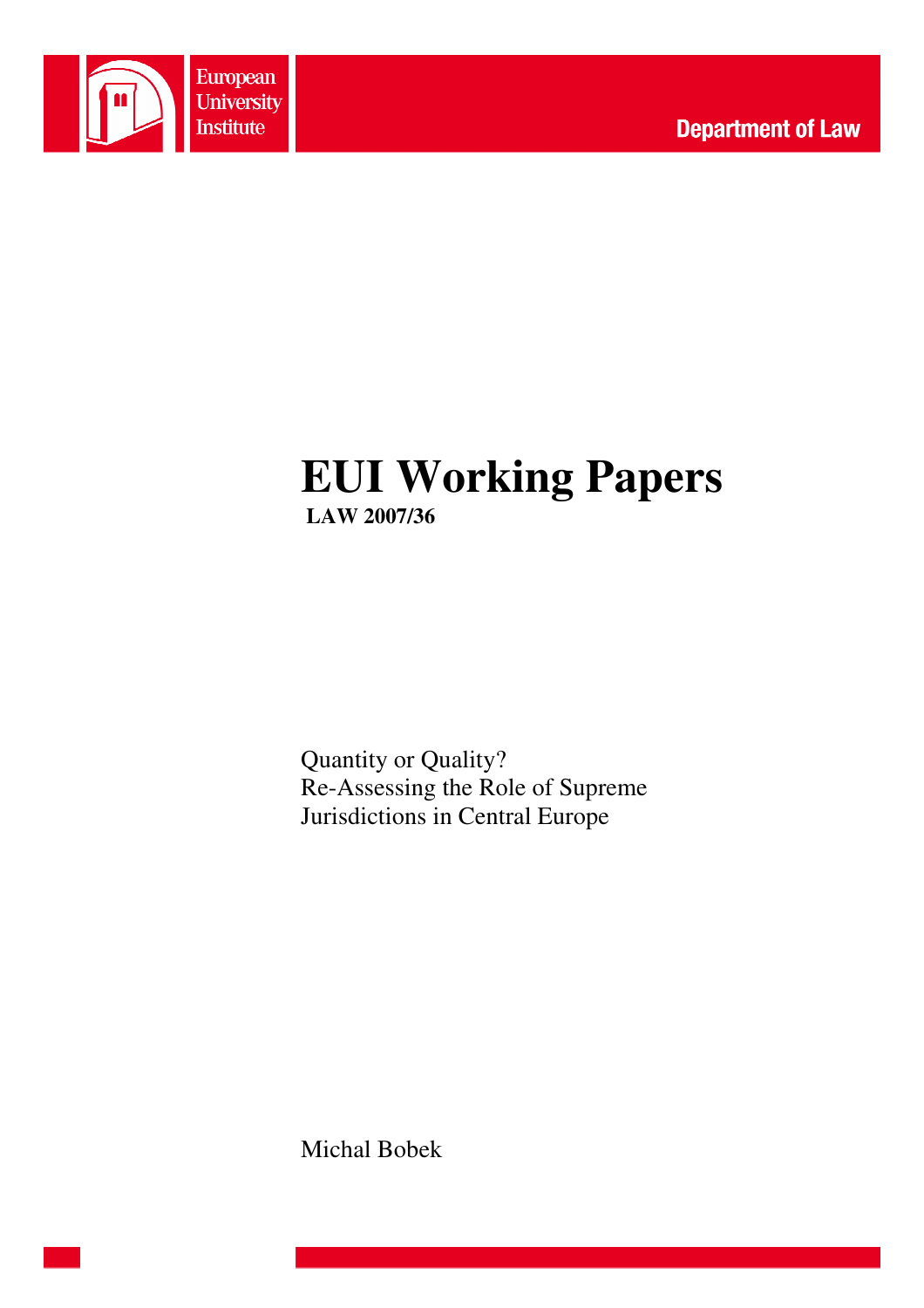European University Institute

Department of Law

# EUI Working Papers

**LAW 2007/36**

Quantity or Quality?
Re-Assessing the Role of Supreme
Jurisdictions in Central Europe

Michal Bobek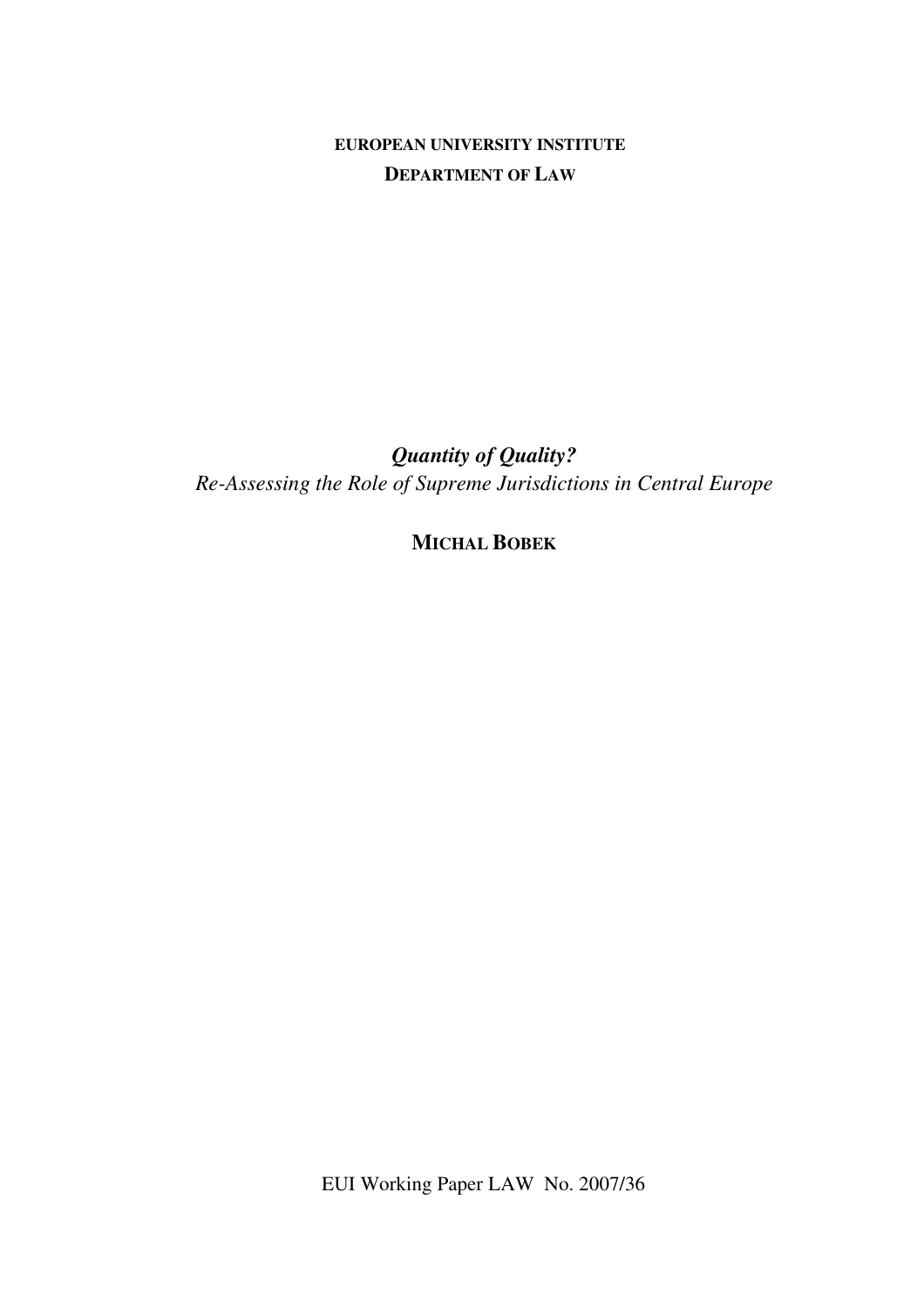**EUROPEAN UNIVERSITY INSTITUTE**

**DEPARTMENT OF LAW**

# *Quantity of Quality?*

*Re-Assessing the Role of Supreme Jurisdictions in Central Europe*

**MICHAL BOBEK**

EUI Working Paper LAW No. 2007/36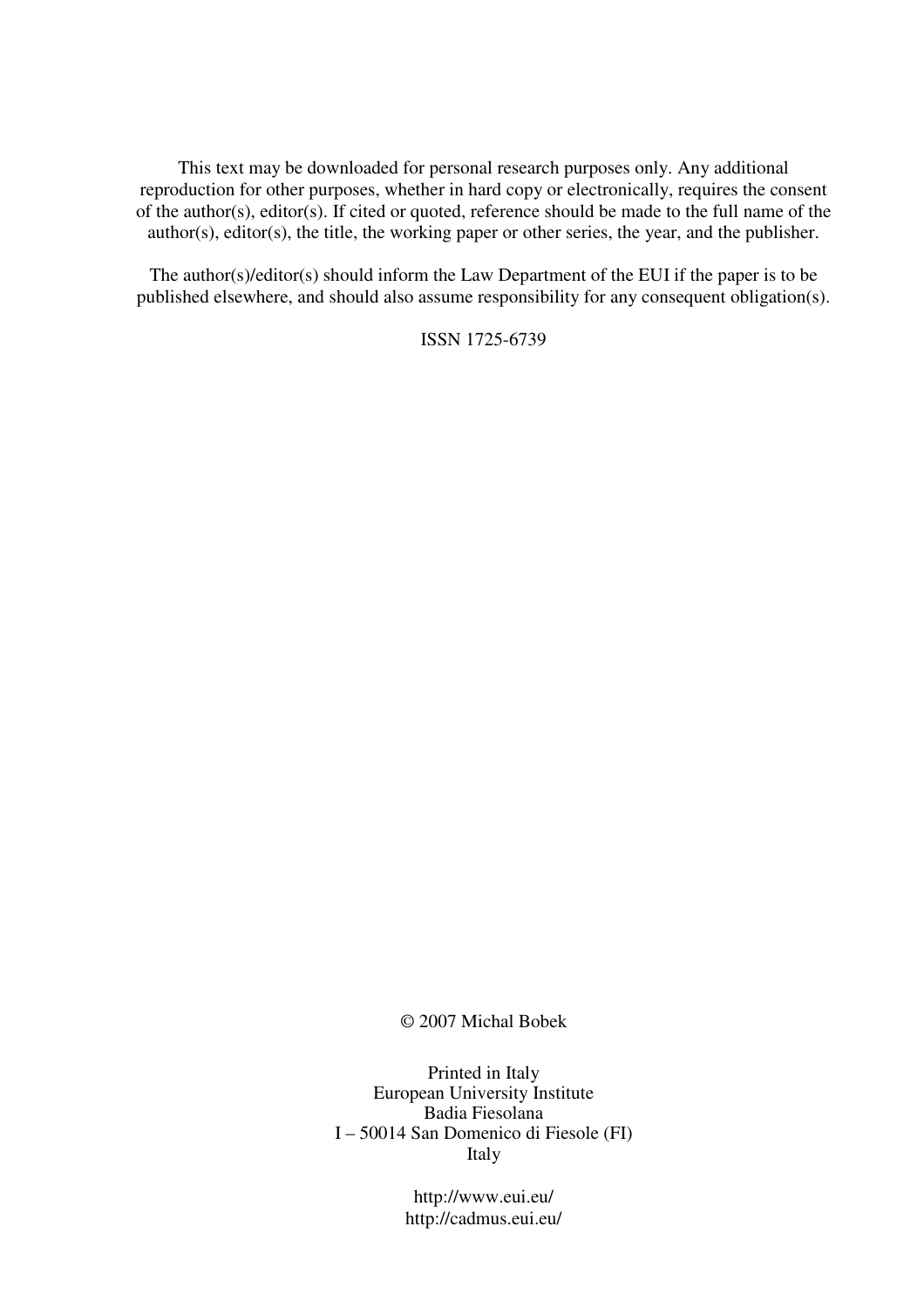This text may be downloaded for personal research purposes only. Any additional reproduction for other purposes, whether in hard copy or electronically, requires the consent of the author(s), editor(s). If cited or quoted, reference should be made to the full name of the author(s), editor(s), the title, the working paper or other series, the year, and the publisher.

The author(s)/editor(s) should inform the Law Department of the EUI if the paper is to be published elsewhere, and should also assume responsibility for any consequent obligation(s).

ISSN 1725-6739

© 2007 Michal Bobek

Printed in Italy
European University Institute
Badia Fiesolana
I – 50014 San Domenico di Fiesole (FI)
Italy

http://www.eui.eu/
http://cadmus.eui.eu/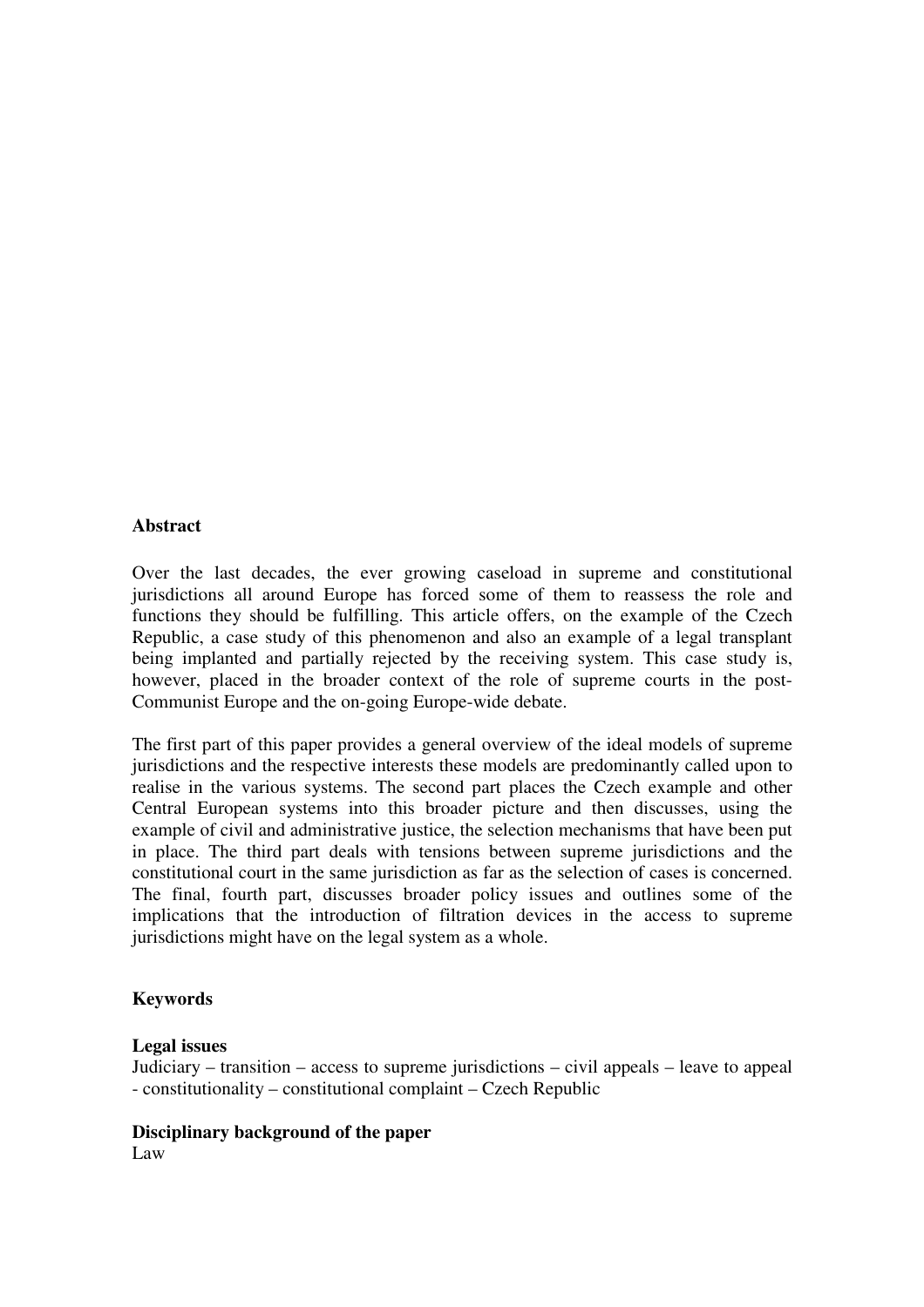**Abstract**

Over the last decades, the ever growing caseload in supreme and constitutional jurisdictions all around Europe has forced some of them to reassess the role and functions they should be fulfilling. This article offers, on the example of the Czech Republic, a case study of this phenomenon and also an example of a legal transplant being implanted and partially rejected by the receiving system. This case study is, however, placed in the broader context of the role of supreme courts in the post-Communist Europe and the on-going Europe-wide debate.

The first part of this paper provides a general overview of the ideal models of supreme jurisdictions and the respective interests these models are predominantly called upon to realise in the various systems. The second part places the Czech example and other Central European systems into this broader picture and then discusses, using the example of civil and administrative justice, the selection mechanisms that have been put in place. The third part deals with tensions between supreme jurisdictions and the constitutional court in the same jurisdiction as far as the selection of cases is concerned. The final, fourth part, discusses broader policy issues and outlines some of the implications that the introduction of filtration devices in the access to supreme jurisdictions might have on the legal system as a whole.

**Keywords**

**Legal issues**
Judiciary – transition – access to supreme jurisdictions – civil appeals – leave to appeal - constitutionality – constitutional complaint – Czech Republic

**Disciplinary background of the paper**
Law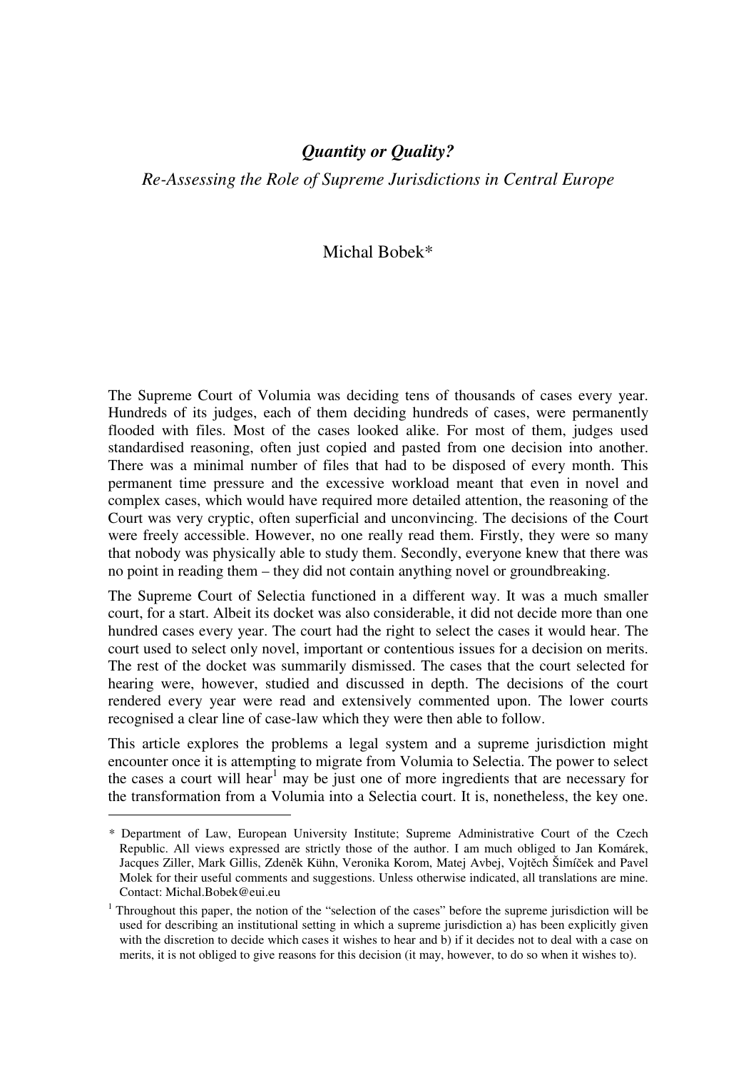## *Quantity or Quality?*

*Re-Assessing the Role of Supreme Jurisdictions in Central Europe*

Michal Bobek*

The Supreme Court of Volumia was deciding tens of thousands of cases every year. Hundreds of its judges, each of them deciding hundreds of cases, were permanently flooded with files. Most of the cases looked alike. For most of them, judges used standardised reasoning, often just copied and pasted from one decision into another. There was a minimal number of files that had to be disposed of every month. This permanent time pressure and the excessive workload meant that even in novel and complex cases, which would have required more detailed attention, the reasoning of the Court was very cryptic, often superficial and unconvincing. The decisions of the Court were freely accessible. However, no one really read them. Firstly, they were so many that nobody was physically able to study them. Secondly, everyone knew that there was no point in reading them – they did not contain anything novel or groundbreaking.

The Supreme Court of Selectia functioned in a different way. It was a much smaller court, for a start. Albeit its docket was also considerable, it did not decide more than one hundred cases every year. The court had the right to select the cases it would hear. The court used to select only novel, important or contentious issues for a decision on merits. The rest of the docket was summarily dismissed. The cases that the court selected for hearing were, however, studied and discussed in depth. The decisions of the court rendered every year were read and extensively commented upon. The lower courts recognised a clear line of case-law which they were then able to follow.

This article explores the problems a legal system and a supreme jurisdiction might encounter once it is attempting to migrate from Volumia to Selectia. The power to select the cases a court will hear[1] may be just one of more ingredients that are necessary for the transformation from a Volumia into a Selectia court. It is, nonetheless, the key one.

---

\* Department of Law, European University Institute; Supreme Administrative Court of the Czech Republic. All views expressed are strictly those of the author. I am much obliged to Jan Komárek, Jacques Ziller, Mark Gillis, Zdeněk Kühn, Veronika Korom, Matej Avbej, Vojtěch Šimíček and Pavel Molek for their useful comments and suggestions. Unless otherwise indicated, all translations are mine. Contact: Michal.Bobek@eui.eu

[1] Throughout this paper, the notion of the "selection of the cases" before the supreme jurisdiction will be used for describing an institutional setting in which a supreme jurisdiction a) has been explicitly given with the discretion to decide which cases it wishes to hear and b) if it decides not to deal with a case on merits, it is not obliged to give reasons for this decision (it may, however, to do so when it wishes to).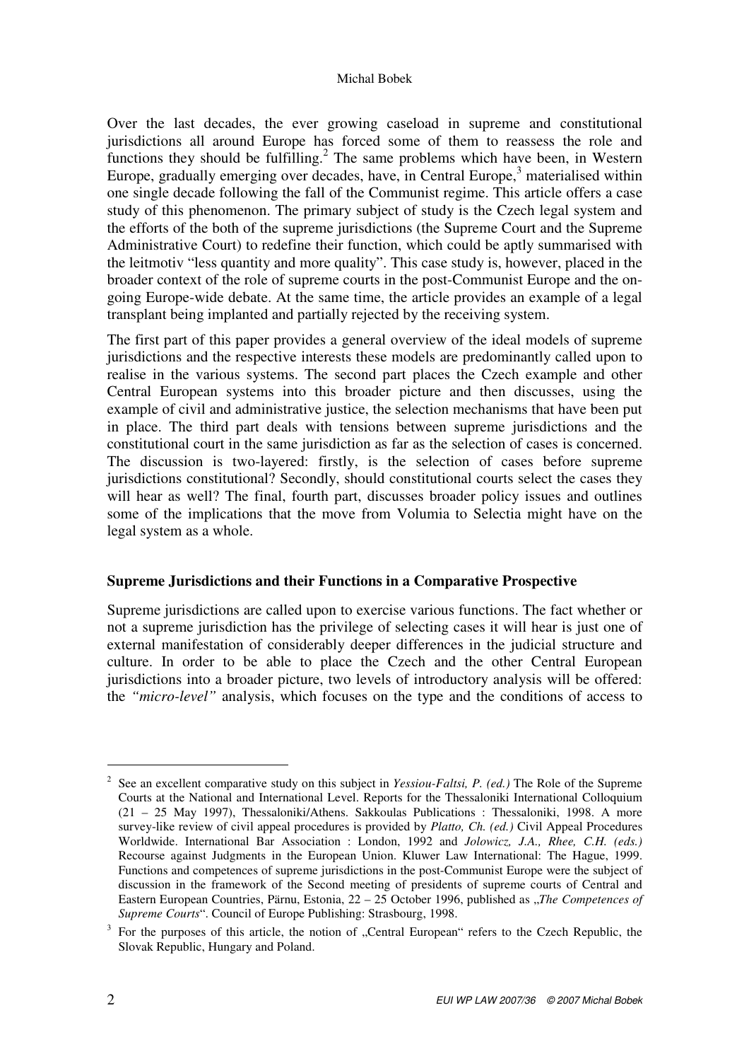Over the last decades, the ever growing caseload in supreme and constitutional jurisdictions all around Europe has forced some of them to reassess the role and functions they should be fulfilling.[2] The same problems which have been, in Western Europe, gradually emerging over decades, have, in Central Europe,[3] materialised within one single decade following the fall of the Communist regime. This article offers a case study of this phenomenon. The primary subject of study is the Czech legal system and the efforts of the both of the supreme jurisdictions (the Supreme Court and the Supreme Administrative Court) to redefine their function, which could be aptly summarised with the leitmotiv "less quantity and more quality". This case study is, however, placed in the broader context of the role of supreme courts in the post-Communist Europe and the on-going Europe-wide debate. At the same time, the article provides an example of a legal transplant being implanted and partially rejected by the receiving system.

The first part of this paper provides a general overview of the ideal models of supreme jurisdictions and the respective interests these models are predominantly called upon to realise in the various systems. The second part places the Czech example and other Central European systems into this broader picture and then discusses, using the example of civil and administrative justice, the selection mechanisms that have been put in place. The third part deals with tensions between supreme jurisdictions and the constitutional court in the same jurisdiction as far as the selection of cases is concerned. The discussion is two-layered: firstly, is the selection of cases before supreme jurisdictions constitutional? Secondly, should constitutional courts select the cases they will hear as well? The final, fourth part, discusses broader policy issues and outlines some of the implications that the move from Volumia to Selectia might have on the legal system as a whole.

## Supreme Jurisdictions and their Functions in a Comparative Prospective

Supreme jurisdictions are called upon to exercise various functions. The fact whether or not a supreme jurisdiction has the privilege of selecting cases it will hear is just one of external manifestation of considerably deeper differences in the judicial structure and culture. In order to be able to place the Czech and the other Central European jurisdictions into a broader picture, two levels of introductory analysis will be offered: the *"micro-level"* analysis, which focuses on the type and the conditions of access to

---

[2] See an excellent comparative study on this subject in *Yessiou-Faltsi, P. (ed.)* The Role of the Supreme Courts at the National and International Level. Reports for the Thessaloniki International Colloquium (21 – 25 May 1997), Thessaloniki/Athens. Sakkoulas Publications : Thessaloniki, 1998. A more survey-like review of civil appeal procedures is provided by *Platto, Ch. (ed.)* Civil Appeal Procedures Worldwide. International Bar Association : London, 1992 and *Jolowicz, J.A., Rhee, C.H. (eds.)* Recourse against Judgments in the European Union. Kluwer Law International: The Hague, 1999. Functions and competences of supreme jurisdictions in the post-Communist Europe were the subject of discussion in the framework of the Second meeting of presidents of supreme courts of Central and Eastern European Countries, Pärnu, Estonia, 22 – 25 October 1996, published as „*The Competences of Supreme Courts*". Council of Europe Publishing: Strasbourg, 1998.

[3] For the purposes of this article, the notion of „Central European" refers to the Czech Republic, the Slovak Republic, Hungary and Poland.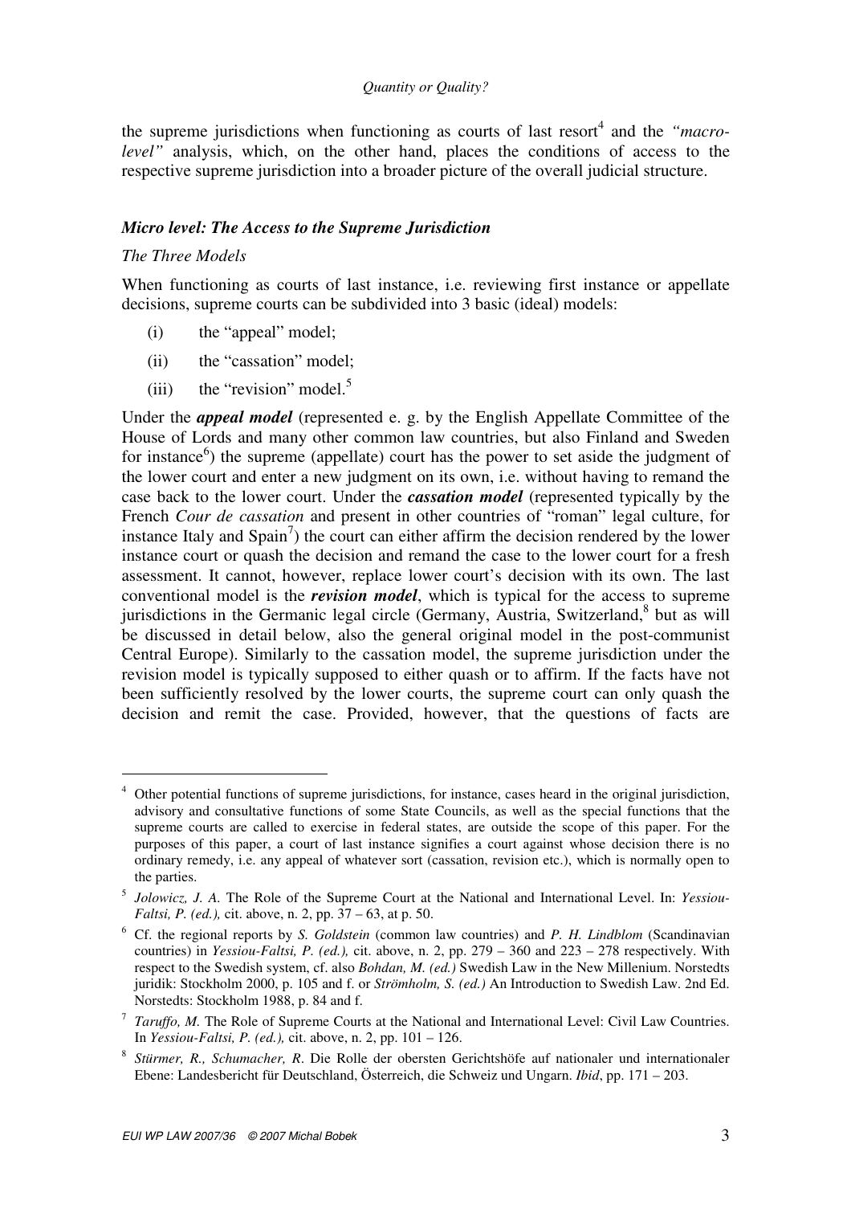the supreme jurisdictions when functioning as courts of last resort[4] and the *"macro-level"* analysis, which, on the other hand, places the conditions of access to the respective supreme jurisdiction into a broader picture of the overall judicial structure.

### *Micro level: The Access to the Supreme Jurisdiction*

#### *The Three Models*

When functioning as courts of last instance, i.e. reviewing first instance or appellate decisions, supreme courts can be subdivided into 3 basic (ideal) models:

(i) the "appeal" model;

(ii) the "cassation" model;

(iii) the "revision" model.[5]

Under the ***appeal model*** (represented e. g. by the English Appellate Committee of the House of Lords and many other common law countries, but also Finland and Sweden for instance[6]) the supreme (appellate) court has the power to set aside the judgment of the lower court and enter a new judgment on its own, i.e. without having to remand the case back to the lower court. Under the ***cassation model*** (represented typically by the French *Cour de cassation* and present in other countries of "roman" legal culture, for instance Italy and Spain[7]) the court can either affirm the decision rendered by the lower instance court or quash the decision and remand the case to the lower court for a fresh assessment. It cannot, however, replace lower court's decision with its own. The last conventional model is the ***revision model***, which is typical for the access to supreme jurisdictions in the Germanic legal circle (Germany, Austria, Switzerland,[8] but as will be discussed in detail below, also the general original model in the post-communist Central Europe). Similarly to the cassation model, the supreme jurisdiction under the revision model is typically supposed to either quash or to affirm. If the facts have not been sufficiently resolved by the lower courts, the supreme court can only quash the decision and remit the case. Provided, however, that the questions of facts are

---

[4] Other potential functions of supreme jurisdictions, for instance, cases heard in the original jurisdiction, advisory and consultative functions of some State Councils, as well as the special functions that the supreme courts are called to exercise in federal states, are outside the scope of this paper. For the purposes of this paper, a court of last instance signifies a court against whose decision there is no ordinary remedy, i.e. any appeal of whatever sort (cassation, revision etc.), which is normally open to the parties.

[5] *Jolowicz, J. A.* The Role of the Supreme Court at the National and International Level. In: *Yessiou-Faltsi, P. (ed.),* cit. above, n. 2, pp. 37 – 63, at p. 50.

[6] Cf. the regional reports by *S. Goldstein* (common law countries) and *P. H. Lindblom* (Scandinavian countries) in *Yessiou-Faltsi, P. (ed.),* cit. above, n. 2, pp. 279 – 360 and 223 – 278 respectively. With respect to the Swedish system, cf. also *Bohdan, M. (ed.)* Swedish Law in the New Millenium. Norstedts juridik: Stockholm 2000, p. 105 and f. or *Strömholm, S. (ed.)* An Introduction to Swedish Law. 2nd Ed. Norstedts: Stockholm 1988, p. 84 and f.

[7] *Taruffo, M.* The Role of Supreme Courts at the National and International Level: Civil Law Countries. In *Yessiou-Faltsi, P. (ed.),* cit. above, n. 2, pp. 101 – 126.

[8] *Stürmer, R., Schumacher, R.* Die Rolle der obersten Gerichtshöfe auf nationaler und internationaler Ebene: Landesbericht für Deutschland, Österreich, die Schweiz und Ungarn. *Ibid*, pp. 171 – 203.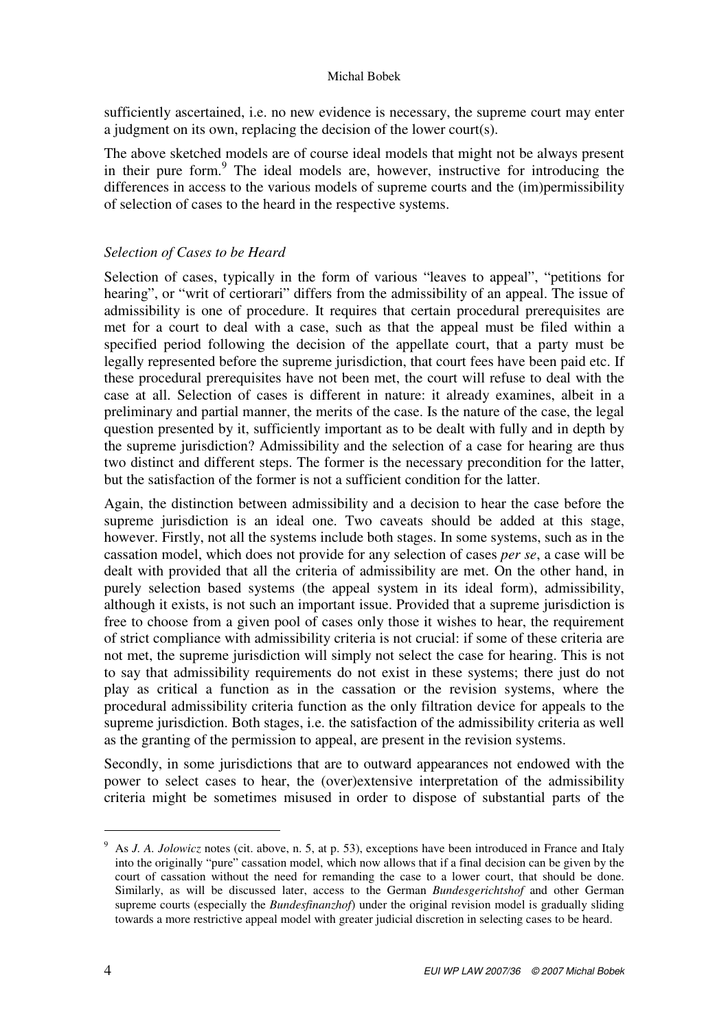sufficiently ascertained, i.e. no new evidence is necessary, the supreme court may enter a judgment on its own, replacing the decision of the lower court(s).

The above sketched models are of course ideal models that might not be always present in their pure form.[9] The ideal models are, however, instructive for introducing the differences in access to the various models of supreme courts and the (im)permissibility of selection of cases to the heard in the respective systems.

### *Selection of Cases to be Heard*

Selection of cases, typically in the form of various "leaves to appeal", "petitions for hearing", or "writ of certiorari" differs from the admissibility of an appeal. The issue of admissibility is one of procedure. It requires that certain procedural prerequisites are met for a court to deal with a case, such as that the appeal must be filed within a specified period following the decision of the appellate court, that a party must be legally represented before the supreme jurisdiction, that court fees have been paid etc. If these procedural prerequisites have not been met, the court will refuse to deal with the case at all. Selection of cases is different in nature: it already examines, albeit in a preliminary and partial manner, the merits of the case. Is the nature of the case, the legal question presented by it, sufficiently important as to be dealt with fully and in depth by the supreme jurisdiction? Admissibility and the selection of a case for hearing are thus two distinct and different steps. The former is the necessary precondition for the latter, but the satisfaction of the former is not a sufficient condition for the latter.

Again, the distinction between admissibility and a decision to hear the case before the supreme jurisdiction is an ideal one. Two caveats should be added at this stage, however. Firstly, not all the systems include both stages. In some systems, such as in the cassation model, which does not provide for any selection of cases *per se*, a case will be dealt with provided that all the criteria of admissibility are met. On the other hand, in purely selection based systems (the appeal system in its ideal form), admissibility, although it exists, is not such an important issue. Provided that a supreme jurisdiction is free to choose from a given pool of cases only those it wishes to hear, the requirement of strict compliance with admissibility criteria is not crucial: if some of these criteria are not met, the supreme jurisdiction will simply not select the case for hearing. This is not to say that admissibility requirements do not exist in these systems; there just do not play as critical a function as in the cassation or the revision systems, where the procedural admissibility criteria function as the only filtration device for appeals to the supreme jurisdiction. Both stages, i.e. the satisfaction of the admissibility criteria as well as the granting of the permission to appeal, are present in the revision systems.

Secondly, in some jurisdictions that are to outward appearances not endowed with the power to select cases to hear, the (over)extensive interpretation of the admissibility criteria might be sometimes misused in order to dispose of substantial parts of the

---

[9] As *J. A. Jolowicz* notes (cit. above, n. 5, at p. 53), exceptions have been introduced in France and Italy into the originally "pure" cassation model, which now allows that if a final decision can be given by the court of cassation without the need for remanding the case to a lower court, that should be done. Similarly, as will be discussed later, access to the German *Bundesgerichtshof* and other German supreme courts (especially the *Bundesfinanzhof*) under the original revision model is gradually sliding towards a more restrictive appeal model with greater judicial discretion in selecting cases to be heard.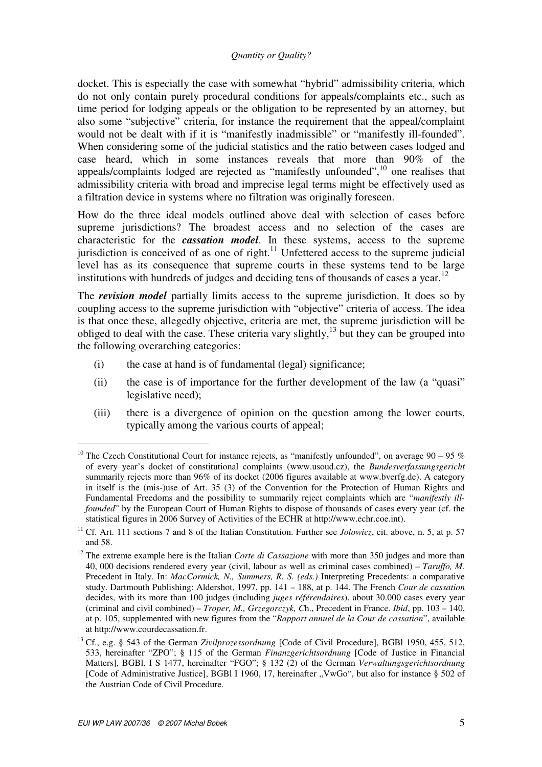docket. This is especially the case with somewhat "hybrid" admissibility criteria, which do not only contain purely procedural conditions for appeals/complaints etc., such as time period for lodging appeals or the obligation to be represented by an attorney, but also some "subjective" criteria, for instance the requirement that the appeal/complaint would not be dealt with if it is "manifestly inadmissible" or "manifestly ill-founded". When considering some of the judicial statistics and the ratio between cases lodged and case heard, which in some instances reveals that more than 90% of the appeals/complaints lodged are rejected as "manifestly unfounded",[10] one realises that admissibility criteria with broad and imprecise legal terms might be effectively used as a filtration device in systems where no filtration was originally foreseen.

How do the three ideal models outlined above deal with selection of cases before supreme jurisdictions? The broadest access and no selection of the cases are characteristic for the ***cassation model***. In these systems, access to the supreme jurisdiction is conceived of as one of right.[11] Unfettered access to the supreme judicial level has as its consequence that supreme courts in these systems tend to be large institutions with hundreds of judges and deciding tens of thousands of cases a year.[12]

The ***revision model*** partially limits access to the supreme jurisdiction. It does so by coupling access to the supreme jurisdiction with "objective" criteria of access. The idea is that once these, allegedly objective, criteria are met, the supreme jurisdiction will be obliged to deal with the case. These criteria vary slightly,[13] but they can be grouped into the following overarching categories:

(i) the case at hand is of fundamental (legal) significance;

(ii) the case is of importance for the further development of the law (a "quasi" legislative need);

(iii) there is a divergence of opinion on the question among the lower courts, typically among the various courts of appeal;

---

[10] The Czech Constitutional Court for instance rejects, as "manifestly unfounded", on average 90 – 95 % of every year's docket of constitutional complaints (www.usoud.cz), the *Bundesverfassungsgericht* summarily rejects more than 96% of its docket (2006 figures available at www.bverfg.de). A category in itself is the (mis-)use of Art. 35 (3) of the Convention for the Protection of Human Rights and Fundamental Freedoms and the possibility to summarily reject complaints which are "*manifestly ill-founded*" by the European Court of Human Rights to dispose of thousands of cases every year (cf. the statistical figures in 2006 Survey of Activities of the ECHR at http://www.echr.coe.int).

[11] Cf. Art. 111 sections 7 and 8 of the Italian Constitution. Further see *Jolowicz*, cit. above, n. 5, at p. 57 and 58.

[12] The extreme example here is the Italian *Corte di Cassazione* with more than 350 judges and more than 40, 000 decisions rendered every year (civil, labour as well as criminal cases combined) – *Taruffo, M.* Precedent in Italy. In: *MacCormick, N., Summers, R. S. (eds.)* Interpreting Precedents: a comparative study. Dartmouth Publishing: Aldershot, 1997, pp. 141 – 188, at p. 144. The French *Cour de cassation* decides, with its more than 100 judges (including *juges référendaires*), about 30.000 cases every year (criminal and civil combined) – *Troper, M., Grzegorczyk, C*h., Precedent in France. *Ibid*, pp. 103 – 140, at p. 105, supplemented with new figures from the "*Rapport annuel de la Cour de cassation*", available at http://www.courdecassation.fr.

[13] Cf., e.g. § 543 of the German *Zivilprozessordnung* [Code of Civil Procedure], BGBl 1950, 455, 512, 533, hereinafter "ZPO"; § 115 of the German *Finanzgerichtsordnung* [Code of Justice in Financial Matters], BGBl. I S 1477, hereinafter "FGO"; § 132 (2) of the German *Verwaltungsgerichtsordnung* [Code of Administrative Justice], BGBl I 1960, 17, hereinafter „VwGo", but also for instance § 502 of the Austrian Code of Civil Procedure.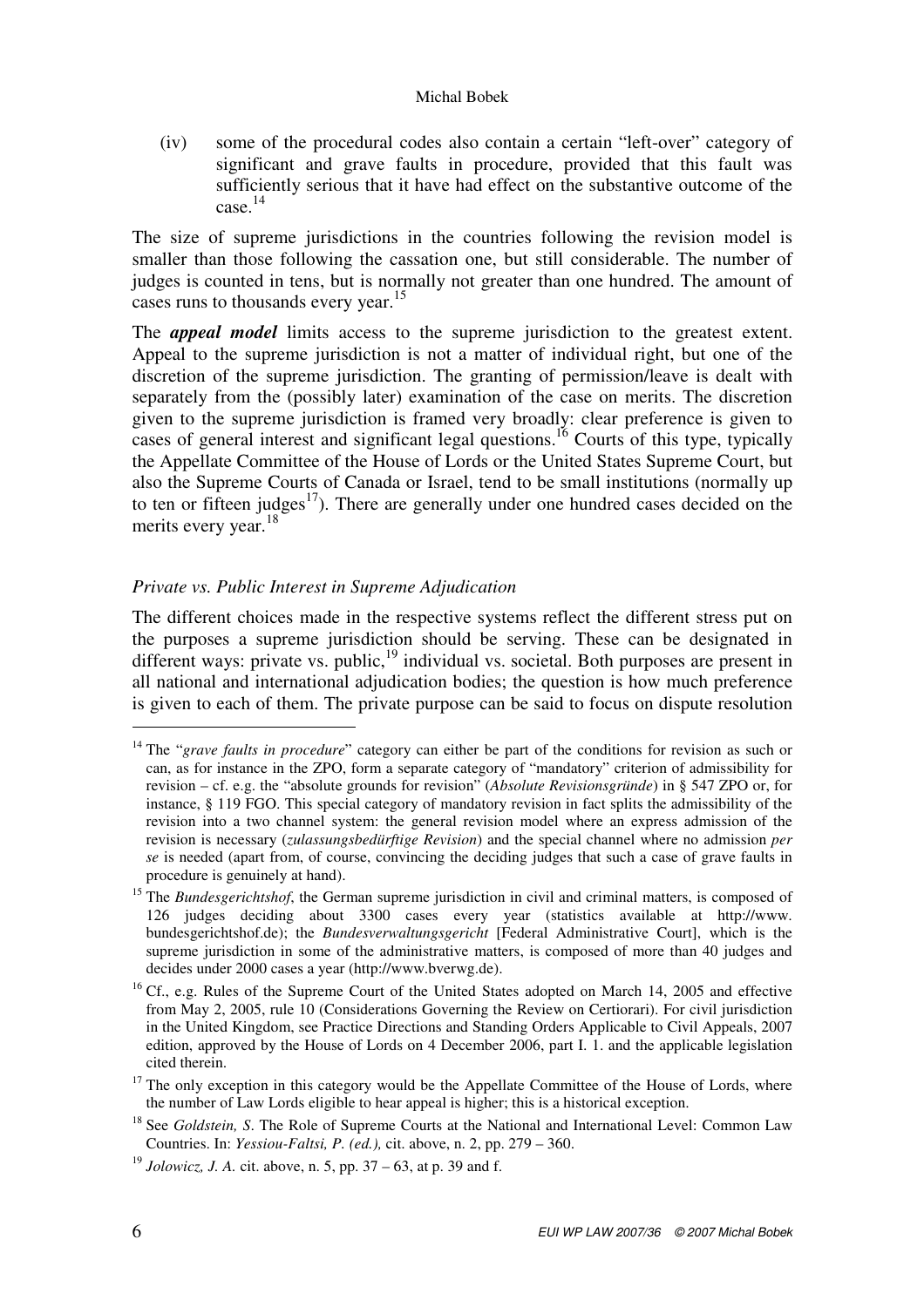(iv) some of the procedural codes also contain a certain "left-over" category of significant and grave faults in procedure, provided that this fault was sufficiently serious that it have had effect on the substantive outcome of the case.[14]

The size of supreme jurisdictions in the countries following the revision model is smaller than those following the cassation one, but still considerable. The number of judges is counted in tens, but is normally not greater than one hundred. The amount of cases runs to thousands every year.[15]

The ***appeal model*** limits access to the supreme jurisdiction to the greatest extent. Appeal to the supreme jurisdiction is not a matter of individual right, but one of the discretion of the supreme jurisdiction. The granting of permission/leave is dealt with separately from the (possibly later) examination of the case on merits. The discretion given to the supreme jurisdiction is framed very broadly: clear preference is given to cases of general interest and significant legal questions.[16] Courts of this type, typically the Appellate Committee of the House of Lords or the United States Supreme Court, but also the Supreme Courts of Canada or Israel, tend to be small institutions (normally up to ten or fifteen judges[17]). There are generally under one hundred cases decided on the merits every year.[18]

### *Private vs. Public Interest in Supreme Adjudication*

The different choices made in the respective systems reflect the different stress put on the purposes a supreme jurisdiction should be serving. These can be designated in different ways: private vs. public,[19] individual vs. societal. Both purposes are present in all national and international adjudication bodies; the question is how much preference is given to each of them. The private purpose can be said to focus on dispute resolution

---

[14] The "*grave faults in procedure*" category can either be part of the conditions for revision as such or can, as for instance in the ZPO, form a separate category of "mandatory" criterion of admissibility for revision – cf. e.g. the "absolute grounds for revision" (*Absolute Revisionsgründe*) in § 547 ZPO or, for instance, § 119 FGO. This special category of mandatory revision in fact splits the admissibility of the revision into a two channel system: the general revision model where an express admission of the revision is necessary (*zulassungsbedürftige Revision*) and the special channel where no admission *per se* is needed (apart from, of course, convincing the deciding judges that such a case of grave faults in procedure is genuinely at hand).

[15] The *Bundesgerichtshof*, the German supreme jurisdiction in civil and criminal matters, is composed of 126 judges deciding about 3300 cases every year (statistics available at http://www.bundesgerichtshof.de); the *Bundesverwaltungsgericht* [Federal Administrative Court], which is the supreme jurisdiction in some of the administrative matters, is composed of more than 40 judges and decides under 2000 cases a year (http://www.bverwg.de).

[16] Cf., e.g. Rules of the Supreme Court of the United States adopted on March 14, 2005 and effective from May 2, 2005, rule 10 (Considerations Governing the Review on Certiorari). For civil jurisdiction in the United Kingdom, see Practice Directions and Standing Orders Applicable to Civil Appeals, 2007 edition, approved by the House of Lords on 4 December 2006, part I. 1. and the applicable legislation cited therein.

[17] The only exception in this category would be the Appellate Committee of the House of Lords, where the number of Law Lords eligible to hear appeal is higher; this is a historical exception.

[18] See *Goldstein, S*. The Role of Supreme Courts at the National and International Level: Common Law Countries. In: *Yessiou-Faltsi, P. (ed.),* cit. above, n. 2, pp. 279 – 360.

[19] *Jolowicz, J. A*. cit. above, n. 5, pp. 37 – 63, at p. 39 and f.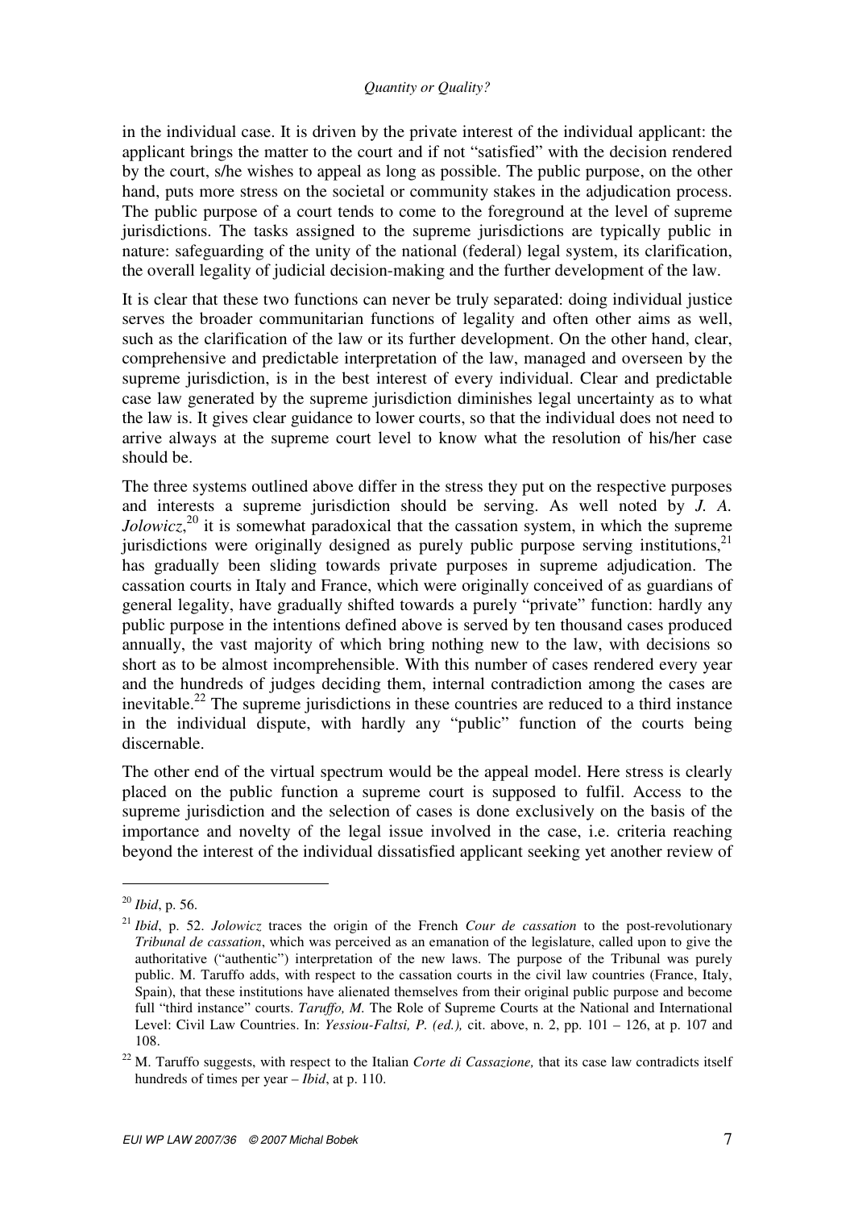in the individual case. It is driven by the private interest of the individual applicant: the applicant brings the matter to the court and if not "satisfied" with the decision rendered by the court, s/he wishes to appeal as long as possible. The public purpose, on the other hand, puts more stress on the societal or community stakes in the adjudication process. The public purpose of a court tends to come to the foreground at the level of supreme jurisdictions. The tasks assigned to the supreme jurisdictions are typically public in nature: safeguarding of the unity of the national (federal) legal system, its clarification, the overall legality of judicial decision-making and the further development of the law.

It is clear that these two functions can never be truly separated: doing individual justice serves the broader communitarian functions of legality and often other aims as well, such as the clarification of the law or its further development. On the other hand, clear, comprehensive and predictable interpretation of the law, managed and overseen by the supreme jurisdiction, is in the best interest of every individual. Clear and predictable case law generated by the supreme jurisdiction diminishes legal uncertainty as to what the law is. It gives clear guidance to lower courts, so that the individual does not need to arrive always at the supreme court level to know what the resolution of his/her case should be.

The three systems outlined above differ in the stress they put on the respective purposes and interests a supreme jurisdiction should be serving. As well noted by *J. A. Jolowicz*,[20] it is somewhat paradoxical that the cassation system, in which the supreme jurisdictions were originally designed as purely public purpose serving institutions,[21] has gradually been sliding towards private purposes in supreme adjudication. The cassation courts in Italy and France, which were originally conceived of as guardians of general legality, have gradually shifted towards a purely "private" function: hardly any public purpose in the intentions defined above is served by ten thousand cases produced annually, the vast majority of which bring nothing new to the law, with decisions so short as to be almost incomprehensible. With this number of cases rendered every year and the hundreds of judges deciding them, internal contradiction among the cases are inevitable.[22] The supreme jurisdictions in these countries are reduced to a third instance in the individual dispute, with hardly any "public" function of the courts being discernable.

The other end of the virtual spectrum would be the appeal model. Here stress is clearly placed on the public function a supreme court is supposed to fulfil. Access to the supreme jurisdiction and the selection of cases is done exclusively on the basis of the importance and novelty of the legal issue involved in the case, i.e. criteria reaching beyond the interest of the individual dissatisfied applicant seeking yet another review of

---

[20] *Ibid*, p. 56.

[21] *Ibid*, p. 52. *Jolowicz* traces the origin of the French *Cour de cassation* to the post-revolutionary *Tribunal de cassation*, which was perceived as an emanation of the legislature, called upon to give the authoritative ("authentic") interpretation of the new laws. The purpose of the Tribunal was purely public. M. Taruffo adds, with respect to the cassation courts in the civil law countries (France, Italy, Spain), that these institutions have alienated themselves from their original public purpose and become full "third instance" courts. *Taruffo, M.* The Role of Supreme Courts at the National and International Level: Civil Law Countries. In: *Yessiou-Faltsi, P. (ed.),* cit. above, n. 2, pp. 101 – 126, at p. 107 and 108.

[22] M. Taruffo suggests, with respect to the Italian *Corte di Cassazione,* that its case law contradicts itself hundreds of times per year – *Ibid*, at p. 110.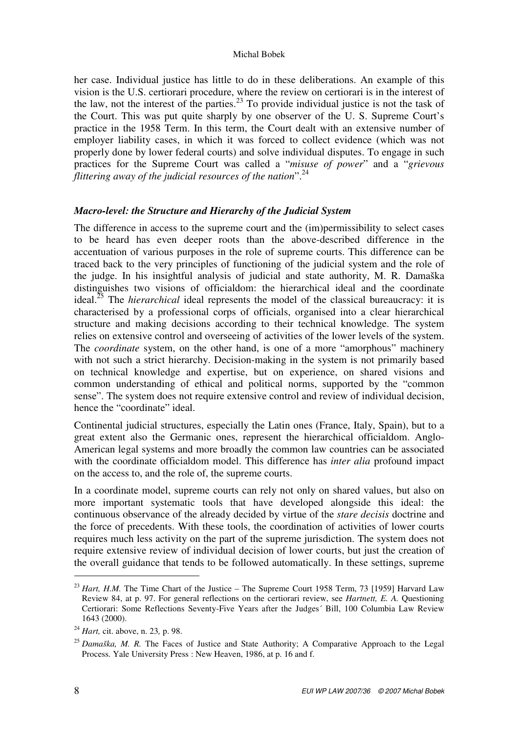her case. Individual justice has little to do in these deliberations. An example of this vision is the U.S. certiorari procedure, where the review on certiorari is in the interest of the law, not the interest of the parties.[23] To provide individual justice is not the task of the Court. This was put quite sharply by one observer of the U. S. Supreme Court's practice in the 1958 Term. In this term, the Court dealt with an extensive number of employer liability cases, in which it was forced to collect evidence (which was not properly done by lower federal courts) and solve individual disputes. To engage in such practices for the Supreme Court was called a "*misuse of power*" and a "*grievous flittering away of the judicial resources of the nation*".[24]

### *Macro-level: the Structure and Hierarchy of the Judicial System*

The difference in access to the supreme court and the (im)permissibility to select cases to be heard has even deeper roots than the above-described difference in the accentuation of various purposes in the role of supreme courts. This difference can be traced back to the very principles of functioning of the judicial system and the role of the judge. In his insightful analysis of judicial and state authority, M. R. Damaška distinguishes two visions of officialdom: the hierarchical ideal and the coordinate ideal.[25] The *hierarchical* ideal represents the model of the classical bureaucracy: it is characterised by a professional corps of officials, organised into a clear hierarchical structure and making decisions according to their technical knowledge. The system relies on extensive control and overseeing of activities of the lower levels of the system. The *coordinate* system, on the other hand, is one of a more "amorphous" machinery with not such a strict hierarchy. Decision-making in the system is not primarily based on technical knowledge and expertise, but on experience, on shared visions and common understanding of ethical and political norms, supported by the "common sense". The system does not require extensive control and review of individual decision, hence the "coordinate" ideal.

Continental judicial structures, especially the Latin ones (France, Italy, Spain), but to a great extent also the Germanic ones, represent the hierarchical officialdom. Anglo-American legal systems and more broadly the common law countries can be associated with the coordinate officialdom model. This difference has *inter alia* profound impact on the access to, and the role of, the supreme courts.

In a coordinate model, supreme courts can rely not only on shared values, but also on more important systematic tools that have developed alongside this ideal: the continuous observance of the already decided by virtue of the *stare decisis* doctrine and the force of precedents. With these tools, the coordination of activities of lower courts requires much less activity on the part of the supreme jurisdiction. The system does not require extensive review of individual decision of lower courts, but just the creation of the overall guidance that tends to be followed automatically. In these settings, supreme

---

[23] *Hart, H.M.* The Time Chart of the Justice – The Supreme Court 1958 Term, 73 [1959] Harvard Law Review 84, at p. 97. For general reflections on the certiorari review, see *Hartnett, E. A.* Questioning Certiorari: Some Reflections Seventy-Five Years after the Judges´ Bill, 100 Columbia Law Review 1643 (2000).

[24] *Hart,* cit. above, n. 23*,* p. 98.

[25] *Damaška, M. R.* The Faces of Justice and State Authority; A Comparative Approach to the Legal Process. Yale University Press : New Heaven, 1986, at p. 16 and f.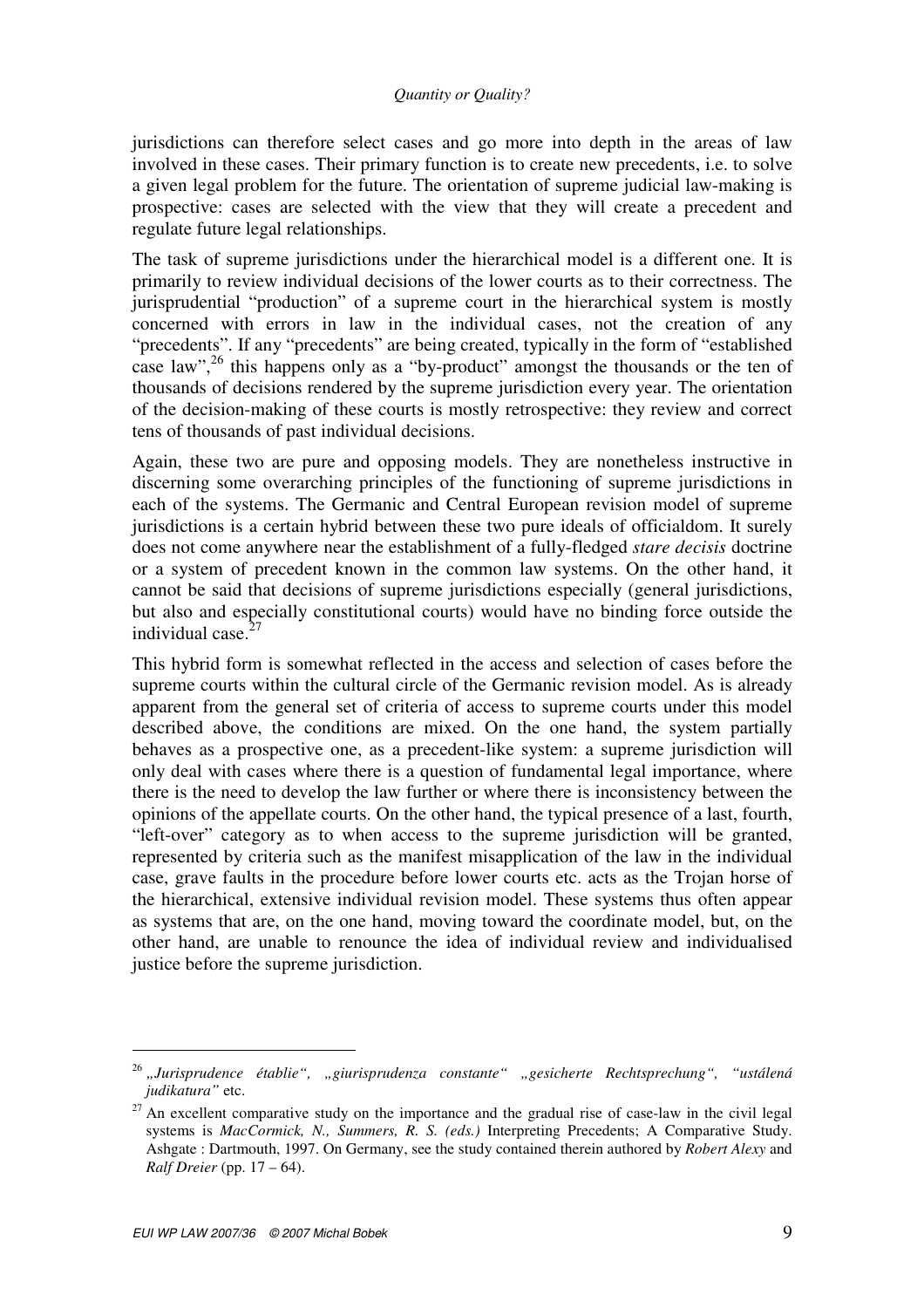jurisdictions can therefore select cases and go more into depth in the areas of law involved in these cases. Their primary function is to create new precedents, i.e. to solve a given legal problem for the future. The orientation of supreme judicial law-making is prospective: cases are selected with the view that they will create a precedent and regulate future legal relationships.

The task of supreme jurisdictions under the hierarchical model is a different one. It is primarily to review individual decisions of the lower courts as to their correctness. The jurisprudential "production" of a supreme court in the hierarchical system is mostly concerned with errors in law in the individual cases, not the creation of any "precedents". If any "precedents" are being created, typically in the form of "established case law",[26] this happens only as a "by-product" amongst the thousands or the ten of thousands of decisions rendered by the supreme jurisdiction every year. The orientation of the decision-making of these courts is mostly retrospective: they review and correct tens of thousands of past individual decisions.

Again, these two are pure and opposing models. They are nonetheless instructive in discerning some overarching principles of the functioning of supreme jurisdictions in each of the systems. The Germanic and Central European revision model of supreme jurisdictions is a certain hybrid between these two pure ideals of officialdom. It surely does not come anywhere near the establishment of a fully-fledged *stare decisis* doctrine or a system of precedent known in the common law systems. On the other hand, it cannot be said that decisions of supreme jurisdictions especially (general jurisdictions, but also and especially constitutional courts) would have no binding force outside the individual case.[27]

This hybrid form is somewhat reflected in the access and selection of cases before the supreme courts within the cultural circle of the Germanic revision model. As is already apparent from the general set of criteria of access to supreme courts under this model described above, the conditions are mixed. On the one hand, the system partially behaves as a prospective one, as a precedent-like system: a supreme jurisdiction will only deal with cases where there is a question of fundamental legal importance, where there is the need to develop the law further or where there is inconsistency between the opinions of the appellate courts. On the other hand, the typical presence of a last, fourth, "left-over" category as to when access to the supreme jurisdiction will be granted, represented by criteria such as the manifest misapplication of the law in the individual case, grave faults in the procedure before lower courts etc. acts as the Trojan horse of the hierarchical, extensive individual revision model. These systems thus often appear as systems that are, on the one hand, moving toward the coordinate model, but, on the other hand, are unable to renounce the idea of individual review and individualised justice before the supreme jurisdiction.

---

[26] *„Jurisprudence établie", „giurisprudenza constante" „gesicherte Rechtsprechung", "ustálená judikatura"* etc.

[27] An excellent comparative study on the importance and the gradual rise of case-law in the civil legal systems is *MacCormick, N., Summers, R. S. (eds.)* Interpreting Precedents; A Comparative Study. Ashgate : Dartmouth, 1997. On Germany, see the study contained therein authored by *Robert Alexy* and *Ralf Dreier* (pp. 17 – 64).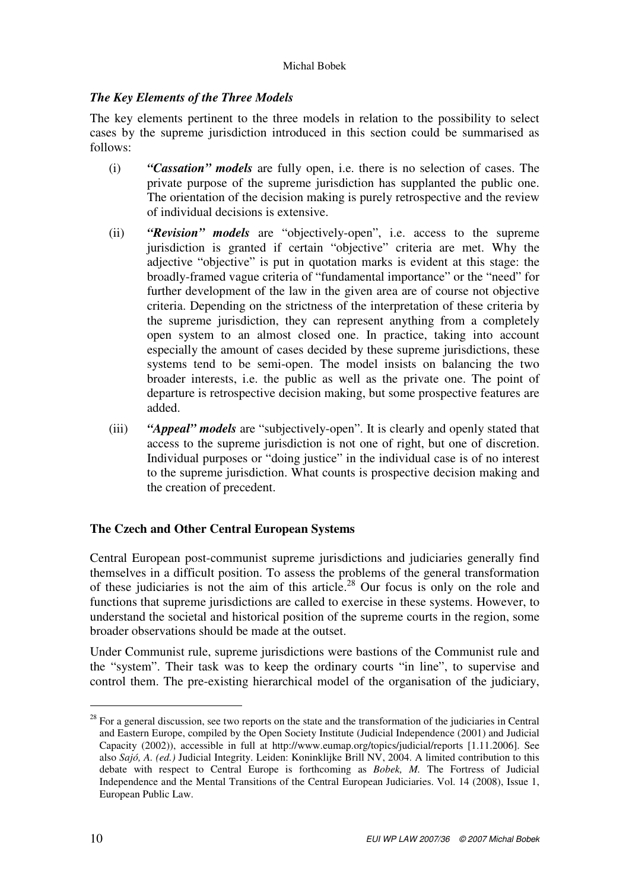### *The Key Elements of the Three Models*

The key elements pertinent to the three models in relation to the possibility to select cases by the supreme jurisdiction introduced in this section could be summarised as follows:

(i) ***"Cassation" models*** are fully open, i.e. there is no selection of cases. The private purpose of the supreme jurisdiction has supplanted the public one. The orientation of the decision making is purely retrospective and the review of individual decisions is extensive.

(ii) ***"Revision" models*** are "objectively-open", i.e. access to the supreme jurisdiction is granted if certain "objective" criteria are met. Why the adjective "objective" is put in quotation marks is evident at this stage: the broadly-framed vague criteria of "fundamental importance" or the "need" for further development of the law in the given area are of course not objective criteria. Depending on the strictness of the interpretation of these criteria by the supreme jurisdiction, they can represent anything from a completely open system to an almost closed one. In practice, taking into account especially the amount of cases decided by these supreme jurisdictions, these systems tend to be semi-open. The model insists on balancing the two broader interests, i.e. the public as well as the private one. The point of departure is retrospective decision making, but some prospective features are added.

(iii) ***"Appeal" models*** are "subjectively-open". It is clearly and openly stated that access to the supreme jurisdiction is not one of right, but one of discretion. Individual purposes or "doing justice" in the individual case is of no interest to the supreme jurisdiction. What counts is prospective decision making and the creation of precedent.

## The Czech and Other Central European Systems

Central European post-communist supreme jurisdictions and judiciaries generally find themselves in a difficult position. To assess the problems of the general transformation of these judiciaries is not the aim of this article.[28] Our focus is only on the role and functions that supreme jurisdictions are called to exercise in these systems. However, to understand the societal and historical position of the supreme courts in the region, some broader observations should be made at the outset.

Under Communist rule, supreme jurisdictions were bastions of the Communist rule and the "system". Their task was to keep the ordinary courts "in line", to supervise and control them. The pre-existing hierarchical model of the organisation of the judiciary,

---

[28] For a general discussion, see two reports on the state and the transformation of the judiciaries in Central and Eastern Europe, compiled by the Open Society Institute (Judicial Independence (2001) and Judicial Capacity (2002)), accessible in full at http://www.eumap.org/topics/judicial/reports [1.11.2006]. See also *Sajó, A. (ed.)* Judicial Integrity. Leiden: Koninklijke Brill NV, 2004. A limited contribution to this debate with respect to Central Europe is forthcoming as *Bobek, M.* The Fortress of Judicial Independence and the Mental Transitions of the Central European Judiciaries. Vol. 14 (2008), Issue 1, European Public Law.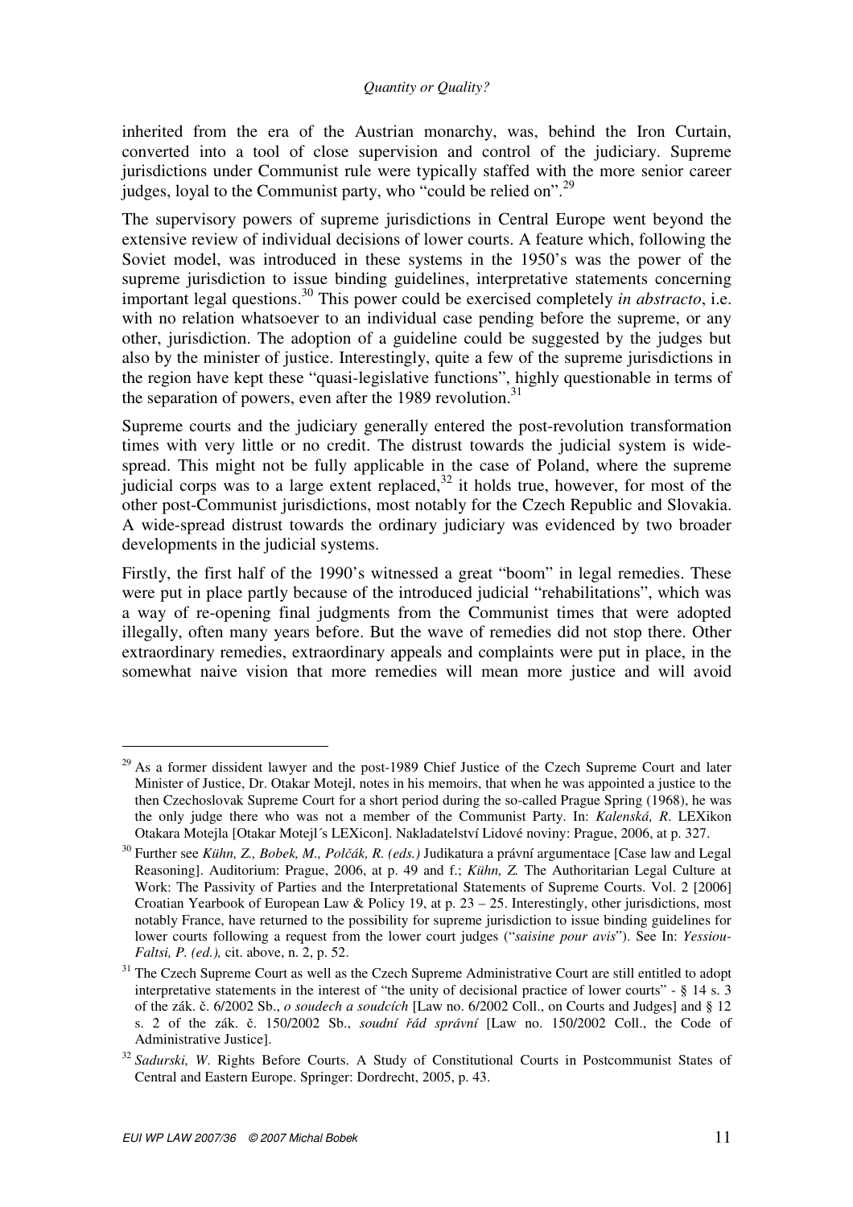inherited from the era of the Austrian monarchy, was, behind the Iron Curtain, converted into a tool of close supervision and control of the judiciary. Supreme jurisdictions under Communist rule were typically staffed with the more senior career judges, loyal to the Communist party, who "could be relied on".[29]

The supervisory powers of supreme jurisdictions in Central Europe went beyond the extensive review of individual decisions of lower courts. A feature which, following the Soviet model, was introduced in these systems in the 1950's was the power of the supreme jurisdiction to issue binding guidelines, interpretative statements concerning important legal questions.[30] This power could be exercised completely *in abstracto*, i.e. with no relation whatsoever to an individual case pending before the supreme, or any other, jurisdiction. The adoption of a guideline could be suggested by the judges but also by the minister of justice. Interestingly, quite a few of the supreme jurisdictions in the region have kept these "quasi-legislative functions", highly questionable in terms of the separation of powers, even after the 1989 revolution.[31]

Supreme courts and the judiciary generally entered the post-revolution transformation times with very little or no credit. The distrust towards the judicial system is wide-spread. This might not be fully applicable in the case of Poland, where the supreme judicial corps was to a large extent replaced,[32] it holds true, however, for most of the other post-Communist jurisdictions, most notably for the Czech Republic and Slovakia. A wide-spread distrust towards the ordinary judiciary was evidenced by two broader developments in the judicial systems.

Firstly, the first half of the 1990's witnessed a great "boom" in legal remedies. These were put in place partly because of the introduced judicial "rehabilitations", which was a way of re-opening final judgments from the Communist times that were adopted illegally, often many years before. But the wave of remedies did not stop there. Other extraordinary remedies, extraordinary appeals and complaints were put in place, in the somewhat naive vision that more remedies will mean more justice and will avoid

---

[29] As a former dissident lawyer and the post-1989 Chief Justice of the Czech Supreme Court and later Minister of Justice, Dr. Otakar Motejl, notes in his memoirs, that when he was appointed a justice to the then Czechoslovak Supreme Court for a short period during the so-called Prague Spring (1968), he was the only judge there who was not a member of the Communist Party. In: *Kalenská, R.* LEXikon Otakara Motejla [Otakar Motejl´s LEXicon]. Nakladatelství Lidové noviny: Prague, 2006, at p. 327.

[30] Further see *Kühn, Z., Bobek, M., Polčák, R. (eds.)* Judikatura a právní argumentace [Case law and Legal Reasoning]. Auditorium: Prague, 2006, at p. 49 and f.; *Kühn, Z.* The Authoritarian Legal Culture at Work: The Passivity of Parties and the Interpretational Statements of Supreme Courts. Vol. 2 [2006] Croatian Yearbook of European Law & Policy 19, at p. 23 – 25. Interestingly, other jurisdictions, most notably France, have returned to the possibility for supreme jurisdiction to issue binding guidelines for lower courts following a request from the lower court judges ("*saisine pour avis*"). See In: *Yessiou-Faltsi, P. (ed.),* cit. above, n. 2, p. 52.

[31] The Czech Supreme Court as well as the Czech Supreme Administrative Court are still entitled to adopt interpretative statements in the interest of "the unity of decisional practice of lower courts" - § 14 s. 3 of the zák. č. 6/2002 Sb., *o soudech a soudcích* [Law no. 6/2002 Coll., on Courts and Judges] and § 12 s. 2 of the zák. č. 150/2002 Sb., *soudní řád správní* [Law no. 150/2002 Coll., the Code of Administrative Justice].

[32] *Sadurski, W.* Rights Before Courts. A Study of Constitutional Courts in Postcommunist States of Central and Eastern Europe. Springer: Dordrecht, 2005, p. 43.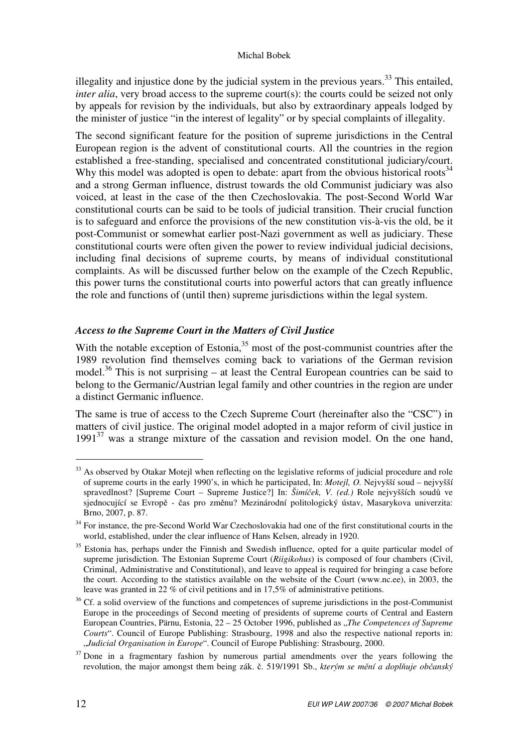illegality and injustice done by the judicial system in the previous years.[33] This entailed, *inter alia*, very broad access to the supreme court(s): the courts could be seized not only by appeals for revision by the individuals, but also by extraordinary appeals lodged by the minister of justice "in the interest of legality" or by special complaints of illegality.

The second significant feature for the position of supreme jurisdictions in the Central European region is the advent of constitutional courts. All the countries in the region established a free-standing, specialised and concentrated constitutional judiciary/court. Why this model was adopted is open to debate: apart from the obvious historical roots[34] and a strong German influence, distrust towards the old Communist judiciary was also voiced, at least in the case of the then Czechoslovakia. The post-Second World War constitutional courts can be said to be tools of judicial transition. Their crucial function is to safeguard and enforce the provisions of the new constitution vis-à-vis the old, be it post-Communist or somewhat earlier post-Nazi government as well as judiciary. These constitutional courts were often given the power to review individual judicial decisions, including final decisions of supreme courts, by means of individual constitutional complaints. As will be discussed further below on the example of the Czech Republic, this power turns the constitutional courts into powerful actors that can greatly influence the role and functions of (until then) supreme jurisdictions within the legal system.

### *Access to the Supreme Court in the Matters of Civil Justice*

With the notable exception of Estonia,[35] most of the post-communist countries after the 1989 revolution find themselves coming back to variations of the German revision model.[36] This is not surprising – at least the Central European countries can be said to belong to the Germanic/Austrian legal family and other countries in the region are under a distinct Germanic influence.

The same is true of access to the Czech Supreme Court (hereinafter also the "CSC") in matters of civil justice. The original model adopted in a major reform of civil justice in 1991[37] was a strange mixture of the cassation and revision model. On the one hand,

---

[33] As observed by Otakar Motejl when reflecting on the legislative reforms of judicial procedure and role of supreme courts in the early 1990's, in which he participated, In: *Motejl, O.* Nejvyšší soud – nejvyšší spravedlnost? [Supreme Court – Supreme Justice?] In: *Šimíček, V. (ed.)* Role nejvyšších soudů ve sjednocující se Evropě - čas pro změnu? Mezinárodní politologický ústav, Masarykova univerzita: Brno, 2007, p. 87.

[34] For instance, the pre-Second World War Czechoslovakia had one of the first constitutional courts in the world, established, under the clear influence of Hans Kelsen, already in 1920.

[35] Estonia has, perhaps under the Finnish and Swedish influence, opted for a quite particular model of supreme jurisdiction. The Estonian Supreme Court (*Riigikohus*) is composed of four chambers (Civil, Criminal, Administrative and Constitutional), and leave to appeal is required for bringing a case before the court. According to the statistics available on the website of the Court (www.nc.ee), in 2003, the leave was granted in 22 % of civil petitions and in 17,5% of administrative petitions.

[36] Cf. a solid overview of the functions and competences of supreme jurisdictions in the post-Communist Europe in the proceedings of Second meeting of presidents of supreme courts of Central and Eastern European Countries, Pärnu, Estonia, 22 – 25 October 1996, published as „*The Competences of Supreme Courts*". Council of Europe Publishing: Strasbourg, 1998 and also the respective national reports in: „*Judicial Organisation in Europe*". Council of Europe Publishing: Strasbourg, 2000.

[37] Done in a fragmentary fashion by numerous partial amendments over the years following the revolution, the major amongst them being zák. č. 519/1991 Sb., *kterým se mění a doplňuje občanský*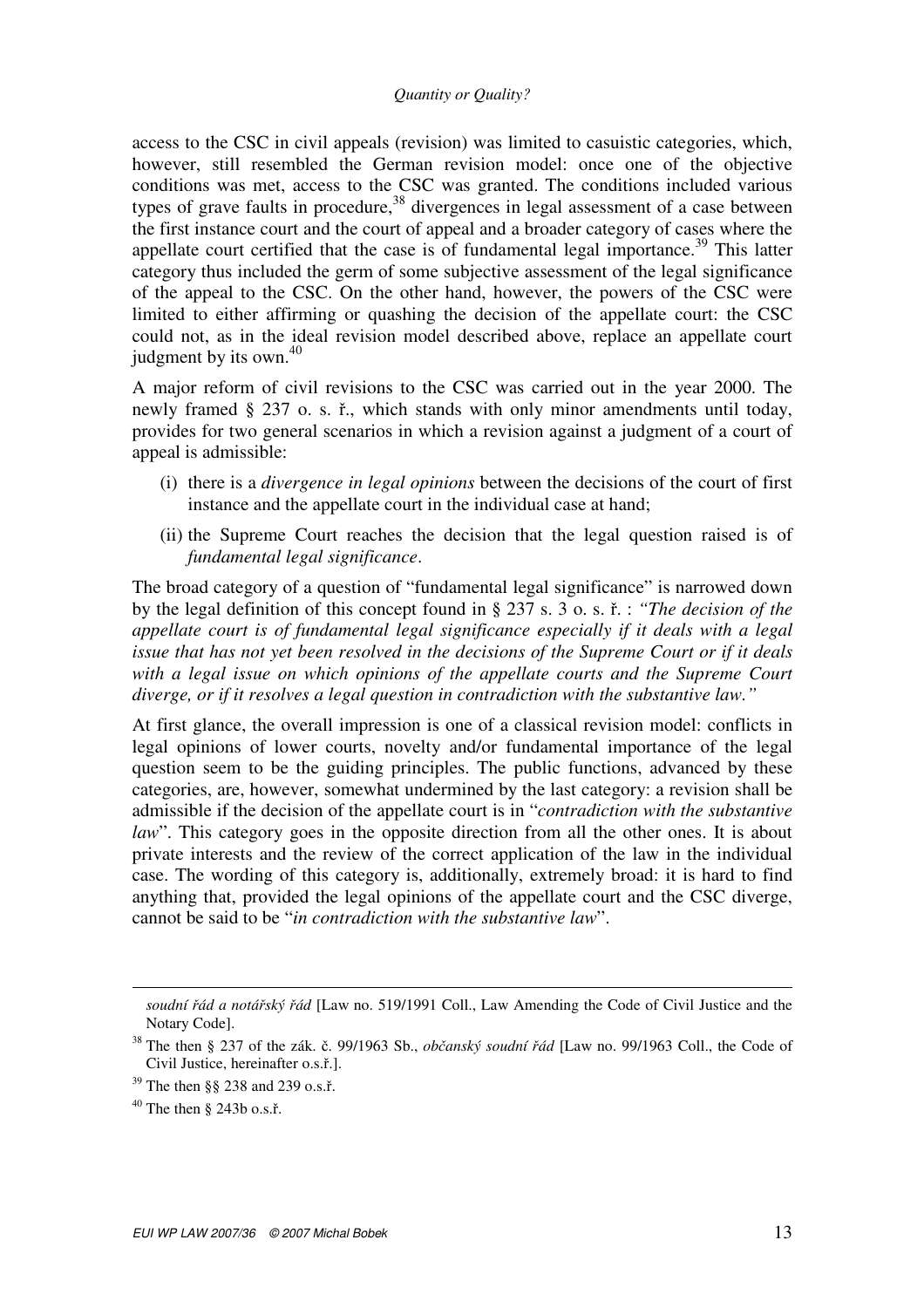access to the CSC in civil appeals (revision) was limited to casuistic categories, which, however, still resembled the German revision model: once one of the objective conditions was met, access to the CSC was granted. The conditions included various types of grave faults in procedure,[38] divergences in legal assessment of a case between the first instance court and the court of appeal and a broader category of cases where the appellate court certified that the case is of fundamental legal importance.[39] This latter category thus included the germ of some subjective assessment of the legal significance of the appeal to the CSC. On the other hand, however, the powers of the CSC were limited to either affirming or quashing the decision of the appellate court: the CSC could not, as in the ideal revision model described above, replace an appellate court judgment by its own.[40]

A major reform of civil revisions to the CSC was carried out in the year 2000. The newly framed § 237 o. s. ř., which stands with only minor amendments until today, provides for two general scenarios in which a revision against a judgment of a court of appeal is admissible:

(i) there is a *divergence in legal opinions* between the decisions of the court of first instance and the appellate court in the individual case at hand;

(ii) the Supreme Court reaches the decision that the legal question raised is of *fundamental legal significance*.

The broad category of a question of "fundamental legal significance" is narrowed down by the legal definition of this concept found in § 237 s. 3 o. s. ř. : *"The decision of the appellate court is of fundamental legal significance especially if it deals with a legal issue that has not yet been resolved in the decisions of the Supreme Court or if it deals with a legal issue on which opinions of the appellate courts and the Supreme Court diverge, or if it resolves a legal question in contradiction with the substantive law."*

At first glance, the overall impression is one of a classical revision model: conflicts in legal opinions of lower courts, novelty and/or fundamental importance of the legal question seem to be the guiding principles. The public functions, advanced by these categories, are, however, somewhat undermined by the last category: a revision shall be admissible if the decision of the appellate court is in "*contradiction with the substantive law*". This category goes in the opposite direction from all the other ones. It is about private interests and the review of the correct application of the law in the individual case. The wording of this category is, additionally, extremely broad: it is hard to find anything that, provided the legal opinions of the appellate court and the CSC diverge, cannot be said to be "*in contradiction with the substantive law*".

---

*soudní řád a notářský řád* [Law no. 519/1991 Coll., Law Amending the Code of Civil Justice and the Notary Code].

[38] The then § 237 of the zák. č. 99/1963 Sb., *občanský soudní řád* [Law no. 99/1963 Coll., the Code of Civil Justice, hereinafter o.s.ř.].

[39] The then §§ 238 and 239 o.s.ř.

[40] The then § 243b o.s.ř.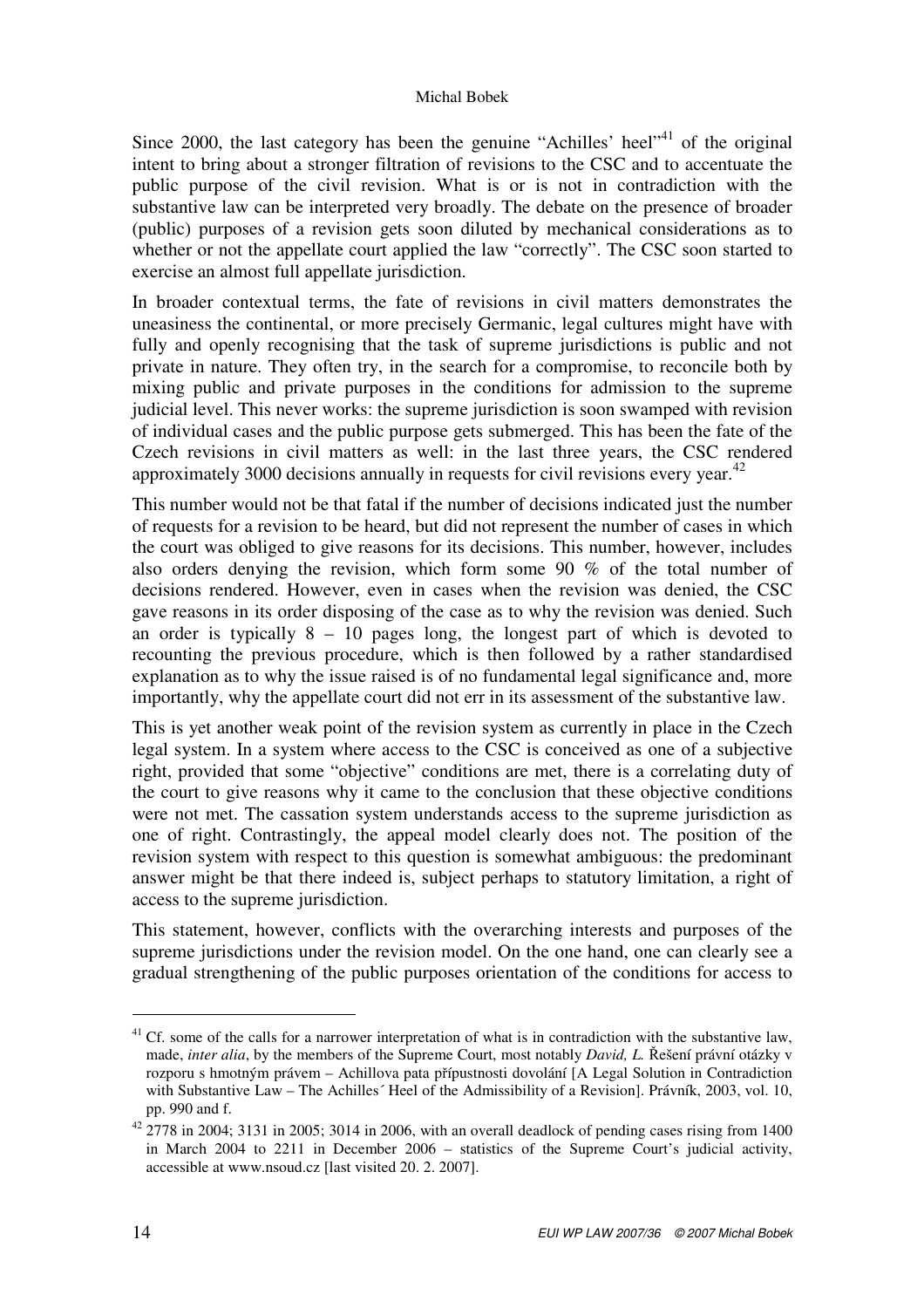Since 2000, the last category has been the genuine "Achilles' heel"[41] of the original intent to bring about a stronger filtration of revisions to the CSC and to accentuate the public purpose of the civil revision. What is or is not in contradiction with the substantive law can be interpreted very broadly. The debate on the presence of broader (public) purposes of a revision gets soon diluted by mechanical considerations as to whether or not the appellate court applied the law "correctly". The CSC soon started to exercise an almost full appellate jurisdiction.

In broader contextual terms, the fate of revisions in civil matters demonstrates the uneasiness the continental, or more precisely Germanic, legal cultures might have with fully and openly recognising that the task of supreme jurisdictions is public and not private in nature. They often try, in the search for a compromise, to reconcile both by mixing public and private purposes in the conditions for admission to the supreme judicial level. This never works: the supreme jurisdiction is soon swamped with revision of individual cases and the public purpose gets submerged. This has been the fate of the Czech revisions in civil matters as well: in the last three years, the CSC rendered approximately 3000 decisions annually in requests for civil revisions every year.[42]

This number would not be that fatal if the number of decisions indicated just the number of requests for a revision to be heard, but did not represent the number of cases in which the court was obliged to give reasons for its decisions. This number, however, includes also orders denying the revision, which form some 90 % of the total number of decisions rendered. However, even in cases when the revision was denied, the CSC gave reasons in its order disposing of the case as to why the revision was denied. Such an order is typically 8 – 10 pages long, the longest part of which is devoted to recounting the previous procedure, which is then followed by a rather standardised explanation as to why the issue raised is of no fundamental legal significance and, more importantly, why the appellate court did not err in its assessment of the substantive law.

This is yet another weak point of the revision system as currently in place in the Czech legal system. In a system where access to the CSC is conceived as one of a subjective right, provided that some "objective" conditions are met, there is a correlating duty of the court to give reasons why it came to the conclusion that these objective conditions were not met. The cassation system understands access to the supreme jurisdiction as one of right. Contrastingly, the appeal model clearly does not. The position of the revision system with respect to this question is somewhat ambiguous: the predominant answer might be that there indeed is, subject perhaps to statutory limitation, a right of access to the supreme jurisdiction.

This statement, however, conflicts with the overarching interests and purposes of the supreme jurisdictions under the revision model. On the one hand, one can clearly see a gradual strengthening of the public purposes orientation of the conditions for access to

---

[41] Cf. some of the calls for a narrower interpretation of what is in contradiction with the substantive law, made, *inter alia*, by the members of the Supreme Court, most notably *David, L.* Řešení právní otázky v rozporu s hmotným právem – Achillova pata přípustnosti dovolání [A Legal Solution in Contradiction with Substantive Law – The Achilles´ Heel of the Admissibility of a Revision]. Právník, 2003, vol. 10, pp. 990 and f.

[42] 2778 in 2004; 3131 in 2005; 3014 in 2006, with an overall deadlock of pending cases rising from 1400 in March 2004 to 2211 in December 2006 – statistics of the Supreme Court's judicial activity, accessible at www.nsoud.cz [last visited 20. 2. 2007].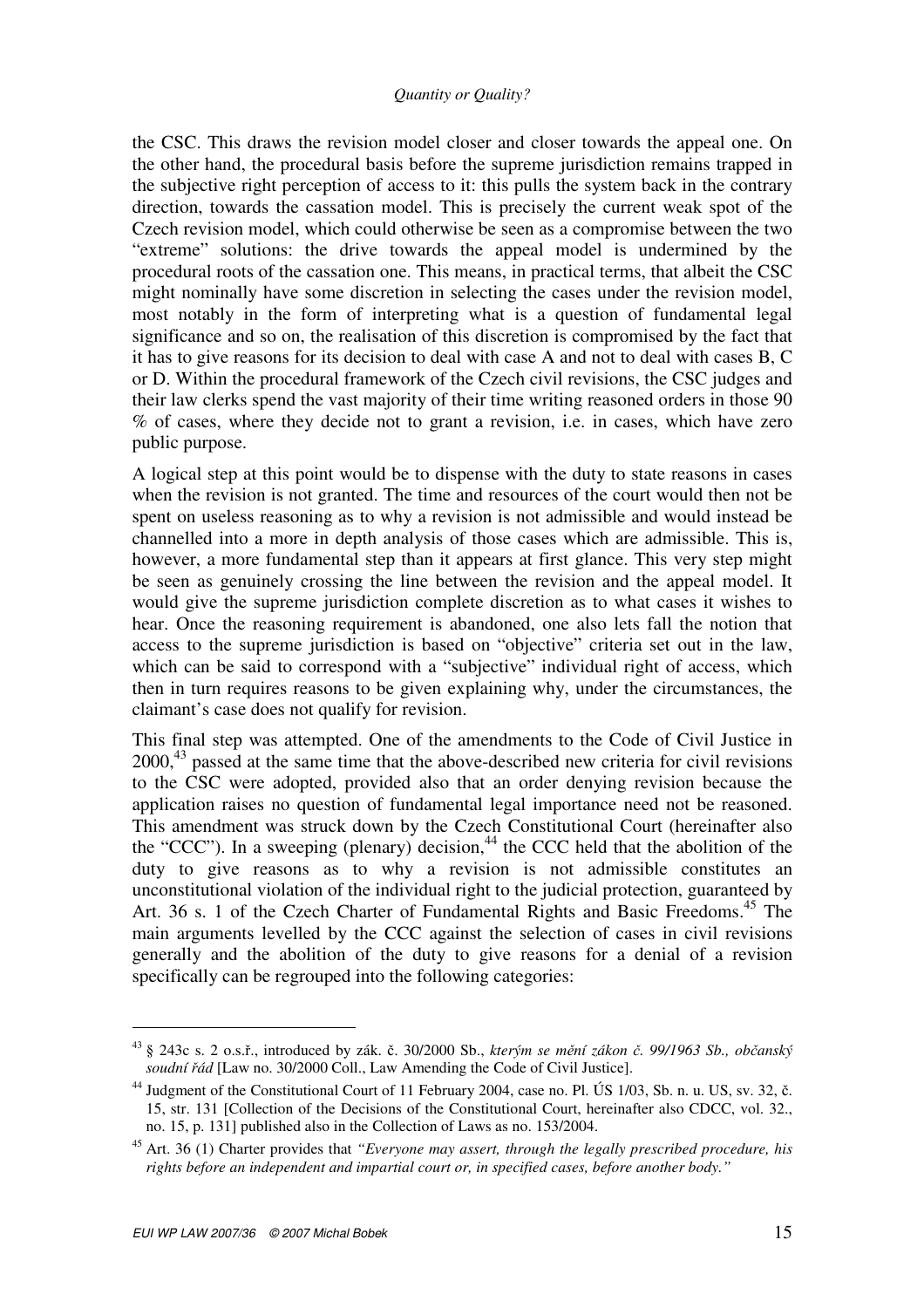the CSC. This draws the revision model closer and closer towards the appeal one. On the other hand, the procedural basis before the supreme jurisdiction remains trapped in the subjective right perception of access to it: this pulls the system back in the contrary direction, towards the cassation model. This is precisely the current weak spot of the Czech revision model, which could otherwise be seen as a compromise between the two "extreme" solutions: the drive towards the appeal model is undermined by the procedural roots of the cassation one. This means, in practical terms, that albeit the CSC might nominally have some discretion in selecting the cases under the revision model, most notably in the form of interpreting what is a question of fundamental legal significance and so on, the realisation of this discretion is compromised by the fact that it has to give reasons for its decision to deal with case A and not to deal with cases B, C or D. Within the procedural framework of the Czech civil revisions, the CSC judges and their law clerks spend the vast majority of their time writing reasoned orders in those 90 % of cases, where they decide not to grant a revision, i.e. in cases, which have zero public purpose.

A logical step at this point would be to dispense with the duty to state reasons in cases when the revision is not granted. The time and resources of the court would then not be spent on useless reasoning as to why a revision is not admissible and would instead be channelled into a more in depth analysis of those cases which are admissible. This is, however, a more fundamental step than it appears at first glance. This very step might be seen as genuinely crossing the line between the revision and the appeal model. It would give the supreme jurisdiction complete discretion as to what cases it wishes to hear. Once the reasoning requirement is abandoned, one also lets fall the notion that access to the supreme jurisdiction is based on "objective" criteria set out in the law, which can be said to correspond with a "subjective" individual right of access, which then in turn requires reasons to be given explaining why, under the circumstances, the claimant's case does not qualify for revision.

This final step was attempted. One of the amendments to the Code of Civil Justice in 2000,[43] passed at the same time that the above-described new criteria for civil revisions to the CSC were adopted, provided also that an order denying revision because the application raises no question of fundamental legal importance need not be reasoned. This amendment was struck down by the Czech Constitutional Court (hereinafter also the "CCC"). In a sweeping (plenary) decision,[44] the CCC held that the abolition of the duty to give reasons as to why a revision is not admissible constitutes an unconstitutional violation of the individual right to the judicial protection, guaranteed by Art. 36 s. 1 of the Czech Charter of Fundamental Rights and Basic Freedoms.[45] The main arguments levelled by the CCC against the selection of cases in civil revisions generally and the abolition of the duty to give reasons for a denial of a revision specifically can be regrouped into the following categories:

---

[43] § 243c s. 2 o.s.ř., introduced by zák. č. 30/2000 Sb., *kterým se mění zákon č. 99/1963 Sb., občanský soudní řád* [Law no. 30/2000 Coll., Law Amending the Code of Civil Justice].

[44] Judgment of the Constitutional Court of 11 February 2004, case no. Pl. ÚS 1/03, Sb. n. u. US, sv. 32, č. 15, str. 131 [Collection of the Decisions of the Constitutional Court, hereinafter also CDCC, vol. 32., no. 15, p. 131] published also in the Collection of Laws as no. 153/2004.

[45] Art. 36 (1) Charter provides that *"Everyone may assert, through the legally prescribed procedure, his rights before an independent and impartial court or, in specified cases, before another body."*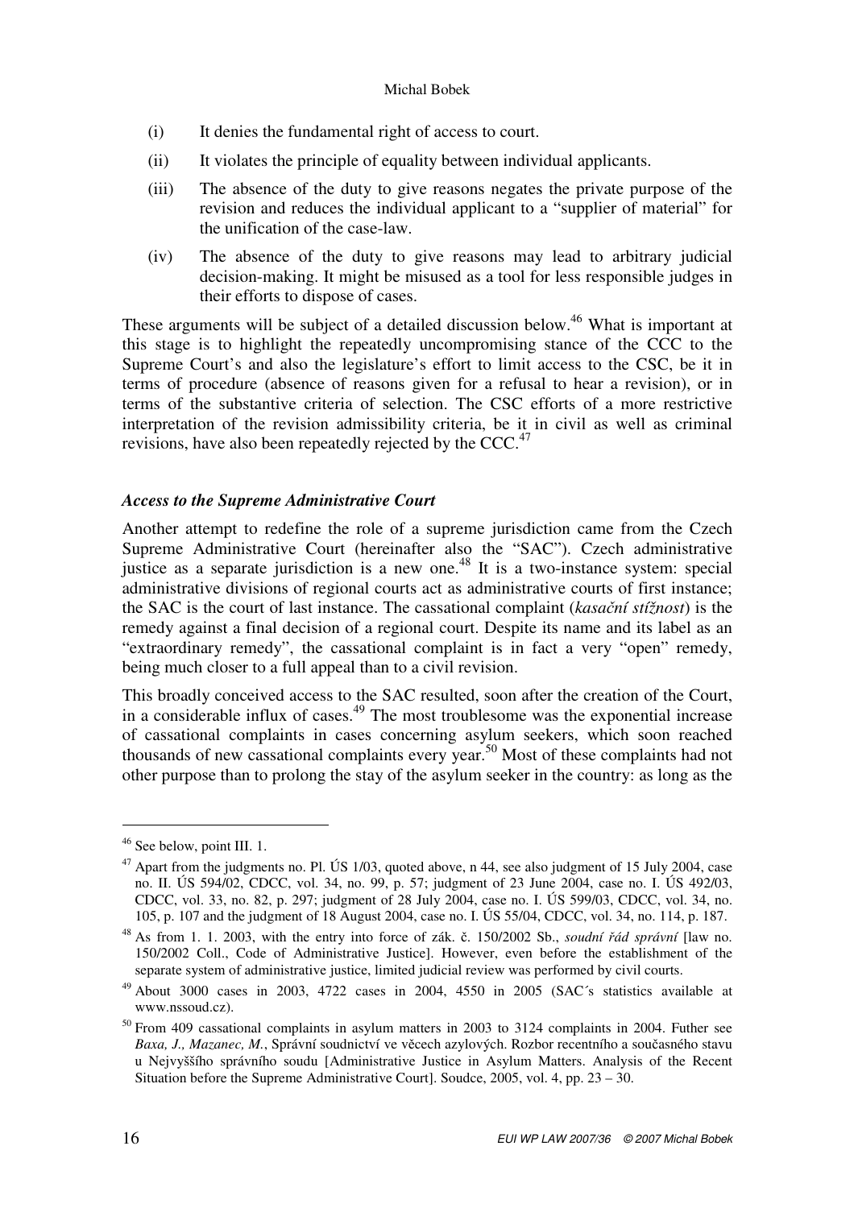(i) It denies the fundamental right of access to court.

(ii) It violates the principle of equality between individual applicants.

(iii) The absence of the duty to give reasons negates the private purpose of the revision and reduces the individual applicant to a "supplier of material" for the unification of the case-law.

(iv) The absence of the duty to give reasons may lead to arbitrary judicial decision-making. It might be misused as a tool for less responsible judges in their efforts to dispose of cases.

These arguments will be subject of a detailed discussion below.[46] What is important at this stage is to highlight the repeatedly uncompromising stance of the CCC to the Supreme Court's and also the legislature's effort to limit access to the CSC, be it in terms of procedure (absence of reasons given for a refusal to hear a revision), or in terms of the substantive criteria of selection. The CSC efforts of a more restrictive interpretation of the revision admissibility criteria, be it in civil as well as criminal revisions, have also been repeatedly rejected by the CCC.[47]

### *Access to the Supreme Administrative Court*

Another attempt to redefine the role of a supreme jurisdiction came from the Czech Supreme Administrative Court (hereinafter also the "SAC"). Czech administrative justice as a separate jurisdiction is a new one.[48] It is a two-instance system: special administrative divisions of regional courts act as administrative courts of first instance; the SAC is the court of last instance. The cassational complaint (*kasační stížnost*) is the remedy against a final decision of a regional court. Despite its name and its label as an "extraordinary remedy", the cassational complaint is in fact a very "open" remedy, being much closer to a full appeal than to a civil revision.

This broadly conceived access to the SAC resulted, soon after the creation of the Court, in a considerable influx of cases.[49] The most troublesome was the exponential increase of cassational complaints in cases concerning asylum seekers, which soon reached thousands of new cassational complaints every year.[50] Most of these complaints had not other purpose than to prolong the stay of the asylum seeker in the country: as long as the

---

[46] See below, point III. 1.

[47] Apart from the judgments no. Pl. ÚS 1/03, quoted above, n 44, see also judgment of 15 July 2004, case no. II. ÚS 594/02, CDCC, vol. 34, no. 99, p. 57; judgment of 23 June 2004, case no. I. ÚS 492/03, CDCC, vol. 33, no. 82, p. 297; judgment of 28 July 2004, case no. I. ÚS 599/03, CDCC, vol. 34, no. 105, p. 107 and the judgment of 18 August 2004, case no. I. ÚS 55/04, CDCC, vol. 34, no. 114, p. 187.

[48] As from 1. 1. 2003, with the entry into force of zák. č. 150/2002 Sb., *soudní řád správní* [law no. 150/2002 Coll., Code of Administrative Justice]. However, even before the establishment of the separate system of administrative justice, limited judicial review was performed by civil courts.

[49] About 3000 cases in 2003, 4722 cases in 2004, 4550 in 2005 (SAC´s statistics available at www.nssoud.cz).

[50] From 409 cassational complaints in asylum matters in 2003 to 3124 complaints in 2004. Futher see *Baxa, J., Mazanec, M.*, Správní soudnictví ve věcech azylových. Rozbor recentního a současného stavu u Nejvyššího správního soudu [Administrative Justice in Asylum Matters. Analysis of the Recent Situation before the Supreme Administrative Court]. Soudce, 2005, vol. 4, pp. 23 – 30.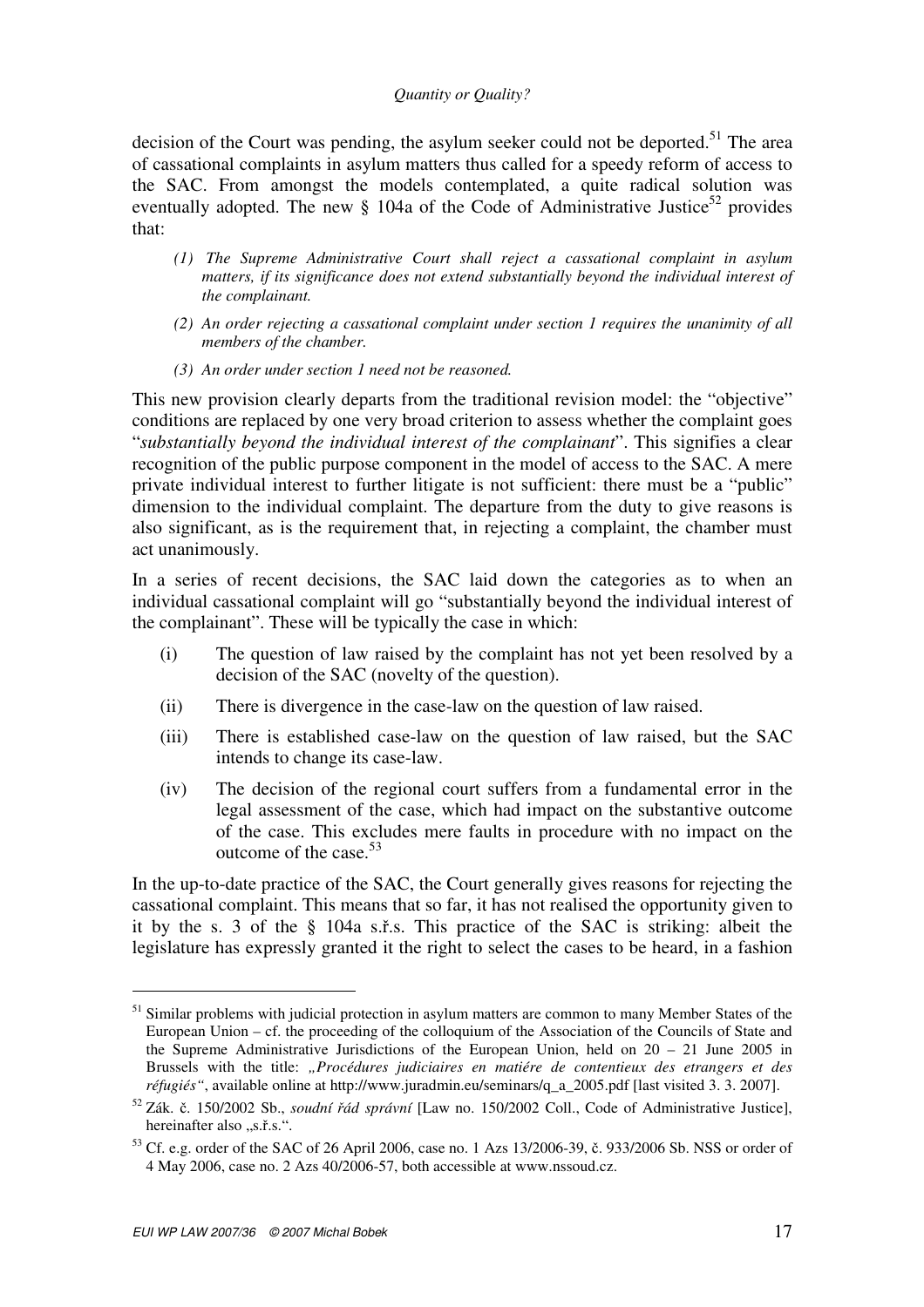decision of the Court was pending, the asylum seeker could not be deported.[51] The area of cassational complaints in asylum matters thus called for a speedy reform of access to the SAC. From amongst the models contemplated, a quite radical solution was eventually adopted. The new § 104a of the Code of Administrative Justice[52] provides that:

> *(1) The Supreme Administrative Court shall reject a cassational complaint in asylum matters, if its significance does not extend substantially beyond the individual interest of the complainant.*
>
> *(2) An order rejecting a cassational complaint under section 1 requires the unanimity of all members of the chamber.*
>
> *(3) An order under section 1 need not be reasoned.*

This new provision clearly departs from the traditional revision model: the "objective" conditions are replaced by one very broad criterion to assess whether the complaint goes "*substantially beyond the individual interest of the complainant*". This signifies a clear recognition of the public purpose component in the model of access to the SAC. A mere private individual interest to further litigate is not sufficient: there must be a "public" dimension to the individual complaint. The departure from the duty to give reasons is also significant, as is the requirement that, in rejecting a complaint, the chamber must act unanimously.

In a series of recent decisions, the SAC laid down the categories as to when an individual cassational complaint will go "substantially beyond the individual interest of the complainant". These will be typically the case in which:

(i) The question of law raised by the complaint has not yet been resolved by a decision of the SAC (novelty of the question).

(ii) There is divergence in the case-law on the question of law raised.

(iii) There is established case-law on the question of law raised, but the SAC intends to change its case-law.

(iv) The decision of the regional court suffers from a fundamental error in the legal assessment of the case, which had impact on the substantive outcome of the case. This excludes mere faults in procedure with no impact on the outcome of the case.[53]

In the up-to-date practice of the SAC, the Court generally gives reasons for rejecting the cassational complaint. This means that so far, it has not realised the opportunity given to it by the s. 3 of the § 104a s.ř.s. This practice of the SAC is striking: albeit the legislature has expressly granted it the right to select the cases to be heard, in a fashion

---

[51] Similar problems with judicial protection in asylum matters are common to many Member States of the European Union – cf. the proceeding of the colloquium of the Association of the Councils of State and the Supreme Administrative Jurisdictions of the European Union, held on 20 – 21 June 2005 in Brussels with the title: *„Procédures judiciaires en matiére de contentieux des etrangers et des réfugiés"*, available online at http://www.juradmin.eu/seminars/q_a_2005.pdf [last visited 3. 3. 2007].

[52] Zák. č. 150/2002 Sb., *soudní řád správní* [Law no. 150/2002 Coll., Code of Administrative Justice], hereinafter also „s.ř.s.".

[53] Cf. e.g. order of the SAC of 26 April 2006, case no. 1 Azs 13/2006-39, č. 933/2006 Sb. NSS or order of 4 May 2006, case no. 2 Azs 40/2006-57, both accessible at www.nssoud.cz.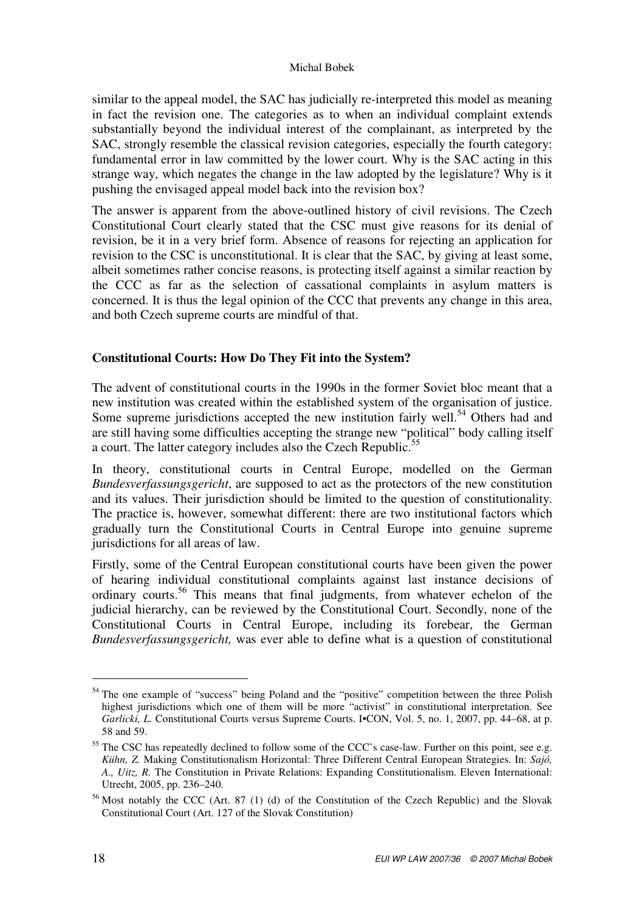similar to the appeal model, the SAC has judicially re-interpreted this model as meaning in fact the revision one. The categories as to when an individual complaint extends substantially beyond the individual interest of the complainant, as interpreted by the SAC, strongly resemble the classical revision categories, especially the fourth category: fundamental error in law committed by the lower court. Why is the SAC acting in this strange way, which negates the change in the law adopted by the legislature? Why is it pushing the envisaged appeal model back into the revision box?

The answer is apparent from the above-outlined history of civil revisions. The Czech Constitutional Court clearly stated that the CSC must give reasons for its denial of revision, be it in a very brief form. Absence of reasons for rejecting an application for revision to the CSC is unconstitutional. It is clear that the SAC, by giving at least some, albeit sometimes rather concise reasons, is protecting itself against a similar reaction by the CCC as far as the selection of cassational complaints in asylum matters is concerned. It is thus the legal opinion of the CCC that prevents any change in this area, and both Czech supreme courts are mindful of that.

## Constitutional Courts: How Do They Fit into the System?

The advent of constitutional courts in the 1990s in the former Soviet bloc meant that a new institution was created within the established system of the organisation of justice. Some supreme jurisdictions accepted the new institution fairly well.[54] Others had and are still having some difficulties accepting the strange new "political" body calling itself a court. The latter category includes also the Czech Republic.[55]

In theory, constitutional courts in Central Europe, modelled on the German *Bundesverfassungsgericht*, are supposed to act as the protectors of the new constitution and its values. Their jurisdiction should be limited to the question of constitutionality. The practice is, however, somewhat different: there are two institutional factors which gradually turn the Constitutional Courts in Central Europe into genuine supreme jurisdictions for all areas of law.

Firstly, some of the Central European constitutional courts have been given the power of hearing individual constitutional complaints against last instance decisions of ordinary courts.[56] This means that final judgments, from whatever echelon of the judicial hierarchy, can be reviewed by the Constitutional Court. Secondly, none of the Constitutional Courts in Central Europe, including its forebear, the German *Bundesverfassungsgericht,* was ever able to define what is a question of constitutional

---

[54] The one example of "success" being Poland and the "positive" competition between the three Polish highest jurisdictions which one of them will be more "activist" in constitutional interpretation. See *Garlicki, L.* Constitutional Courts versus Supreme Courts. I•CON, Vol. 5, no. 1, 2007, pp. 44–68, at p. 58 and 59.

[55] The CSC has repeatedly declined to follow some of the CCC's case-law. Further on this point, see e.g. *Kühn, Z.* Making Constitutionalism Horizontal: Three Different Central European Strategies. In: *Sajó, A., Uitz, R.* The Constitution in Private Relations: Expanding Constitutionalism. Eleven International: Utrecht, 2005, pp. 236–240.

[56] Most notably the CCC (Art. 87 (1) (d) of the Constitution of the Czech Republic) and the Slovak Constitutional Court (Art. 127 of the Slovak Constitution)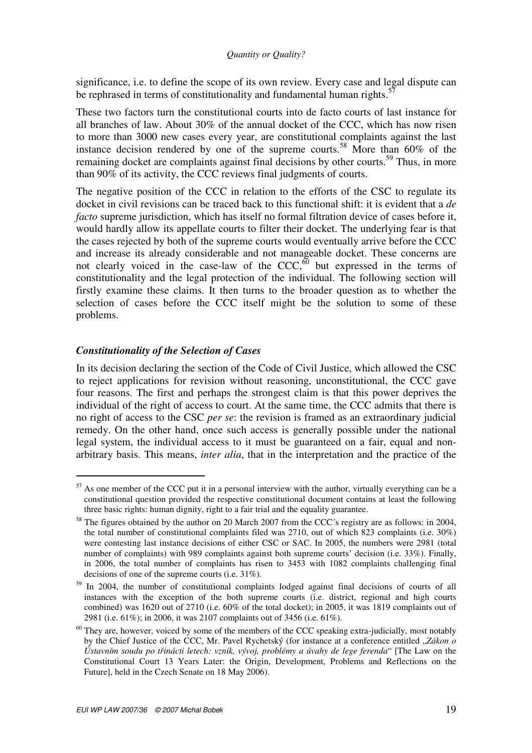significance, i.e. to define the scope of its own review. Every case and legal dispute can be rephrased in terms of constitutionality and fundamental human rights.[57]

These two factors turn the constitutional courts into de facto courts of last instance for all branches of law. About 30% of the annual docket of the CCC, which has now risen to more than 3000 new cases every year, are constitutional complaints against the last instance decision rendered by one of the supreme courts.[58] More than 60% of the remaining docket are complaints against final decisions by other courts.[59] Thus, in more than 90% of its activity, the CCC reviews final judgments of courts.

The negative position of the CCC in relation to the efforts of the CSC to regulate its docket in civil revisions can be traced back to this functional shift: it is evident that a *de facto* supreme jurisdiction, which has itself no formal filtration device of cases before it, would hardly allow its appellate courts to filter their docket. The underlying fear is that the cases rejected by both of the supreme courts would eventually arrive before the CCC and increase its already considerable and not manageable docket. These concerns are not clearly voiced in the case-law of the CCC,[60] but expressed in the terms of constitutionality and the legal protection of the individual. The following section will firstly examine these claims. It then turns to the broader question as to whether the selection of cases before the CCC itself might be the solution to some of these problems.

### *Constitutionality of the Selection of Cases*

In its decision declaring the section of the Code of Civil Justice, which allowed the CSC to reject applications for revision without reasoning, unconstitutional, the CCC gave four reasons. The first and perhaps the strongest claim is that this power deprives the individual of the right of access to court. At the same time, the CCC admits that there is no right of access to the CSC *per se*: the revision is framed as an extraordinary judicial remedy. On the other hand, once such access is generally possible under the national legal system, the individual access to it must be guaranteed on a fair, equal and non-arbitrary basis. This means, *inter alia*, that in the interpretation and the practice of the

---

[57] As one member of the CCC put it in a personal interview with the author, virtually everything can be a constitutional question provided the respective constitutional document contains at least the following three basic rights: human dignity, right to a fair trial and the equality guarantee.

[58] The figures obtained by the author on 20 March 2007 from the CCC´s registry are as follows: in 2004, the total number of constitutional complaints filed was 2710, out of which 823 complaints (i.e. 30%) were contesting last instance decisions of either CSC or SAC. In 2005, the numbers were 2981 (total number of complaints) with 989 complaints against both supreme courts' decision (i.e. 33%). Finally, in 2006, the total number of complaints has risen to 3453 with 1082 complaints challenging final decisions of one of the supreme courts (i.e. 31%).

[59] In 2004, the number of constitutional complaints lodged against final decisions of courts of all instances with the exception of the both supreme courts (i.e. district, regional and high courts combined) was 1620 out of 2710 (i.e. 60% of the total docket); in 2005, it was 1819 complaints out of 2981 (i.e. 61%); in 2006, it was 2107 complaints out of 3456 (i.e. 61%).

[60] They are, however, voiced by some of the members of the CCC speaking extra-judicially, most notably by the Chief Justice of the CCC, Mr. Pavel Rychetský (for instance at a conference entitled „*Zákon o Ústavním soudu po třinácti letech: vznik, vývoj, problémy a úvahy de lege ferenda*" [The Law on the Constitutional Court 13 Years Later: the Origin, Development, Problems and Reflections on the Future], held in the Czech Senate on 18 May 2006).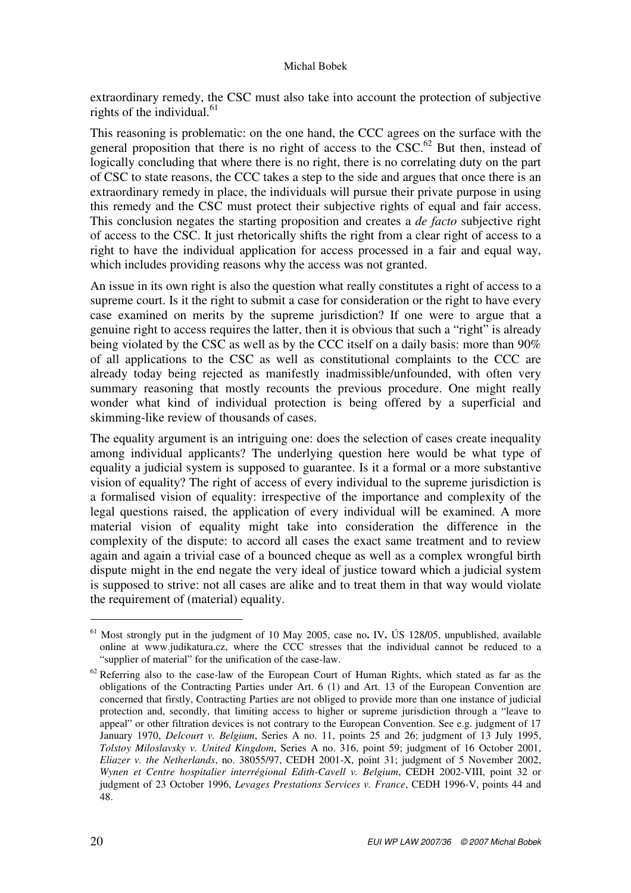extraordinary remedy, the CSC must also take into account the protection of subjective rights of the individual.[61]

This reasoning is problematic: on the one hand, the CCC agrees on the surface with the general proposition that there is no right of access to the CSC.[62] But then, instead of logically concluding that where there is no right, there is no correlating duty on the part of CSC to state reasons, the CCC takes a step to the side and argues that once there is an extraordinary remedy in place, the individuals will pursue their private purpose in using this remedy and the CSC must protect their subjective rights of equal and fair access. This conclusion negates the starting proposition and creates a *de facto* subjective right of access to the CSC. It just rhetorically shifts the right from a clear right of access to a right to have the individual application for access processed in a fair and equal way, which includes providing reasons why the access was not granted.

An issue in its own right is also the question what really constitutes a right of access to a supreme court. Is it the right to submit a case for consideration or the right to have every case examined on merits by the supreme jurisdiction? If one were to argue that a genuine right to access requires the latter, then it is obvious that such a "right" is already being violated by the CSC as well as by the CCC itself on a daily basis: more than 90% of all applications to the CSC as well as constitutional complaints to the CCC are already today being rejected as manifestly inadmissible/unfounded, with often very summary reasoning that mostly recounts the previous procedure. One might really wonder what kind of individual protection is being offered by a superficial and skimming-like review of thousands of cases.

The equality argument is an intriguing one: does the selection of cases create inequality among individual applicants? The underlying question here would be what type of equality a judicial system is supposed to guarantee. Is it a formal or a more substantive vision of equality? The right of access of every individual to the supreme jurisdiction is a formalised vision of equality: irrespective of the importance and complexity of the legal questions raised, the application of every individual will be examined. A more material vision of equality might take into consideration the difference in the complexity of the dispute: to accord all cases the exact same treatment and to review again and again a trivial case of a bounced cheque as well as a complex wrongful birth dispute might in the end negate the very ideal of justice toward which a judicial system is supposed to strive: not all cases are alike and to treat them in that way would violate the requirement of (material) equality.

---

[61] Most strongly put in the judgment of 10 May 2005, case no**.** IV**.** ÚS 128/05, unpublished, available online at www.judikatura.cz, where the CCC stresses that the individual cannot be reduced to a "supplier of material" for the unification of the case-law.

[62] Referring also to the case-law of the European Court of Human Rights, which stated as far as the obligations of the Contracting Parties under Art. 6 (1) and Art. 13 of the European Convention are concerned that firstly, Contracting Parties are not obliged to provide more than one instance of judicial protection and, secondly, that limiting access to higher or supreme jurisdiction through a "leave to appeal" or other filtration devices is not contrary to the European Convention. See e.g. judgment of 17 January 1970, *Delcourt v. Belgium*, Series A no. 11, points 25 and 26; judgment of 13 July 1995, *Tolstoy Miloslavsky v. United Kingdom*, Series A no. 316, point 59; judgment of 16 October 2001, *Eliazer v. the Netherlands*, no. 38055/97, CEDH 2001-X, point 31; judgment of 5 November 2002, *Wynen et Centre hospitalier interrégional Edith-Cavell v. Belgium*, CEDH 2002-VIII, point 32 or judgment of 23 October 1996, *Levages Prestations Services v. France*, CEDH 1996-V, points 44 and 48.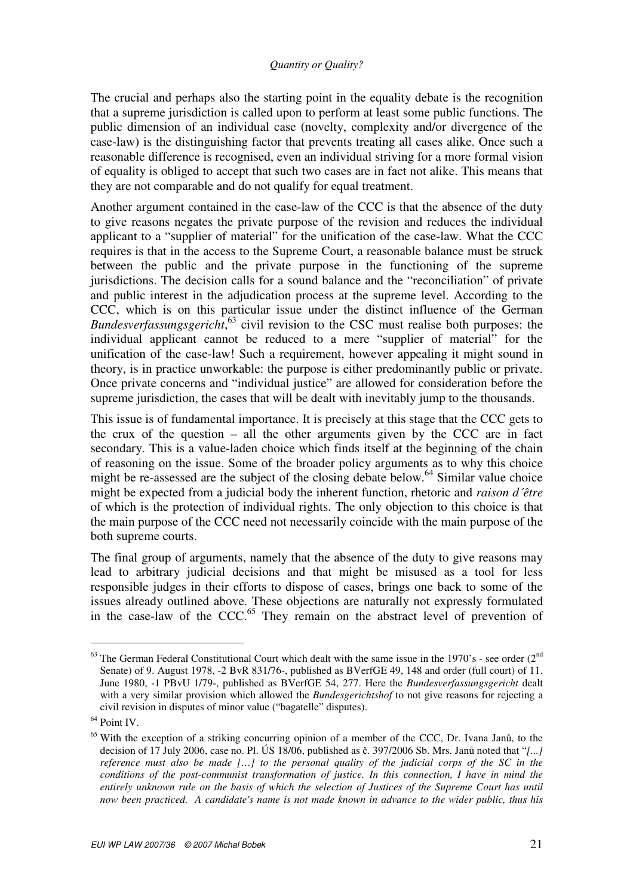The crucial and perhaps also the starting point in the equality debate is the recognition that a supreme jurisdiction is called upon to perform at least some public functions. The public dimension of an individual case (novelty, complexity and/or divergence of the case-law) is the distinguishing factor that prevents treating all cases alike. Once such a reasonable difference is recognised, even an individual striving for a more formal vision of equality is obliged to accept that such two cases are in fact not alike. This means that they are not comparable and do not qualify for equal treatment.

Another argument contained in the case-law of the CCC is that the absence of the duty to give reasons negates the private purpose of the revision and reduces the individual applicant to a "supplier of material" for the unification of the case-law. What the CCC requires is that in the access to the Supreme Court, a reasonable balance must be struck between the public and the private purpose in the functioning of the supreme jurisdictions. The decision calls for a sound balance and the "reconciliation" of private and public interest in the adjudication process at the supreme level. According to the CCC, which is on this particular issue under the distinct influence of the German *Bundesverfassungsgericht*,[63] civil revision to the CSC must realise both purposes: the individual applicant cannot be reduced to a mere "supplier of material" for the unification of the case-law! Such a requirement, however appealing it might sound in theory, is in practice unworkable: the purpose is either predominantly public or private. Once private concerns and "individual justice" are allowed for consideration before the supreme jurisdiction, the cases that will be dealt with inevitably jump to the thousands.

This issue is of fundamental importance. It is precisely at this stage that the CCC gets to the crux of the question – all the other arguments given by the CCC are in fact secondary. This is a value-laden choice which finds itself at the beginning of the chain of reasoning on the issue. Some of the broader policy arguments as to why this choice might be re-assessed are the subject of the closing debate below.[64] Similar value choice might be expected from a judicial body the inherent function, rhetoric and *raison d´être* of which is the protection of individual rights. The only objection to this choice is that the main purpose of the CCC need not necessarily coincide with the main purpose of the both supreme courts.

The final group of arguments, namely that the absence of the duty to give reasons may lead to arbitrary judicial decisions and that might be misused as a tool for less responsible judges in their efforts to dispose of cases, brings one back to some of the issues already outlined above. These objections are naturally not expressly formulated in the case-law of the CCC.[65] They remain on the abstract level of prevention of

---

[63] The German Federal Constitutional Court which dealt with the same issue in the 1970's - see order (2nd Senate) of 9. August 1978, -2 BvR 831/76-, published as BVerfGE 49, 148 and order (full court) of 11. June 1980, -1 PBvU 1/79-, published as BVerfGE 54, 277. Here the *Bundesverfassungsgericht* dealt with a very similar provision which allowed the *Bundesgerichtshof* to not give reasons for rejecting a civil revision in disputes of minor value ("bagatelle" disputes).

[64] Point IV.

[65] With the exception of a striking concurring opinion of a member of the CCC, Dr. Ivana Janů, to the decision of 17 July 2006, case no. Pl. ÚS 18/06, published as č. 397/2006 Sb. Mrs. Janů noted that "*[...] reference must also be made […] to the personal quality of the judicial corps of the SC in the conditions of the post-communist transformation of justice. In this connection, I have in mind the entirely unknown rule on the basis of which the selection of Justices of the Supreme Court has until now been practiced. A candidate's name is not made known in advance to the wider public, thus his*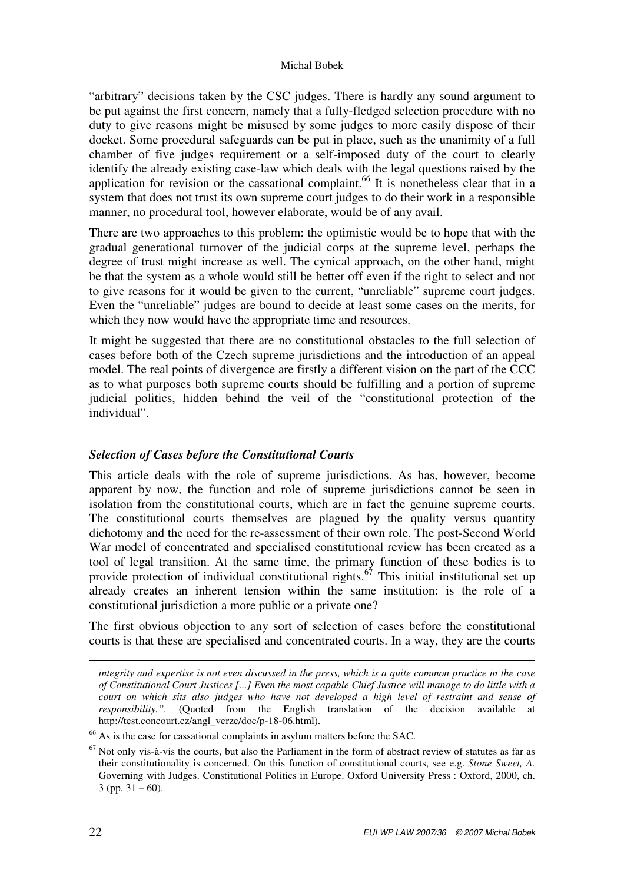"arbitrary" decisions taken by the CSC judges. There is hardly any sound argument to be put against the first concern, namely that a fully-fledged selection procedure with no duty to give reasons might be misused by some judges to more easily dispose of their docket. Some procedural safeguards can be put in place, such as the unanimity of a full chamber of five judges requirement or a self-imposed duty of the court to clearly identify the already existing case-law which deals with the legal questions raised by the application for revision or the cassational complaint.[66] It is nonetheless clear that in a system that does not trust its own supreme court judges to do their work in a responsible manner, no procedural tool, however elaborate, would be of any avail.

There are two approaches to this problem: the optimistic would be to hope that with the gradual generational turnover of the judicial corps at the supreme level, perhaps the degree of trust might increase as well. The cynical approach, on the other hand, might be that the system as a whole would still be better off even if the right to select and not to give reasons for it would be given to the current, "unreliable" supreme court judges. Even the "unreliable" judges are bound to decide at least some cases on the merits, for which they now would have the appropriate time and resources.

It might be suggested that there are no constitutional obstacles to the full selection of cases before both of the Czech supreme jurisdictions and the introduction of an appeal model. The real points of divergence are firstly a different vision on the part of the CCC as to what purposes both supreme courts should be fulfilling and a portion of supreme judicial politics, hidden behind the veil of the "constitutional protection of the individual".

### *Selection of Cases before the Constitutional Courts*

This article deals with the role of supreme jurisdictions. As has, however, become apparent by now, the function and role of supreme jurisdictions cannot be seen in isolation from the constitutional courts, which are in fact the genuine supreme courts. The constitutional courts themselves are plagued by the quality versus quantity dichotomy and the need for the re-assessment of their own role. The post-Second World War model of concentrated and specialised constitutional review has been created as a tool of legal transition. At the same time, the primary function of these bodies is to provide protection of individual constitutional rights.[67] This initial institutional set up already creates an inherent tension within the same institution: is the role of a constitutional jurisdiction a more public or a private one?

The first obvious objection to any sort of selection of cases before the constitutional courts is that these are specialised and concentrated courts. In a way, they are the courts

---

*integrity and expertise is not even discussed in the press, which is a quite common practice in the case of Constitutional Court Justices [...] Even the most capable Chief Justice will manage to do little with a court on which sits also judges who have not developed a high level of restraint and sense of responsibility.".* (Quoted from the English translation of the decision available at http://test.concourt.cz/angl_verze/doc/p-18-06.html).

[66] As is the case for cassational complaints in asylum matters before the SAC.

[67] Not only vis-à-vis the courts, but also the Parliament in the form of abstract review of statutes as far as their constitutionality is concerned. On this function of constitutional courts, see e.g. *Stone Sweet, A.* Governing with Judges. Constitutional Politics in Europe. Oxford University Press : Oxford, 2000, ch. 3 (pp. 31 – 60).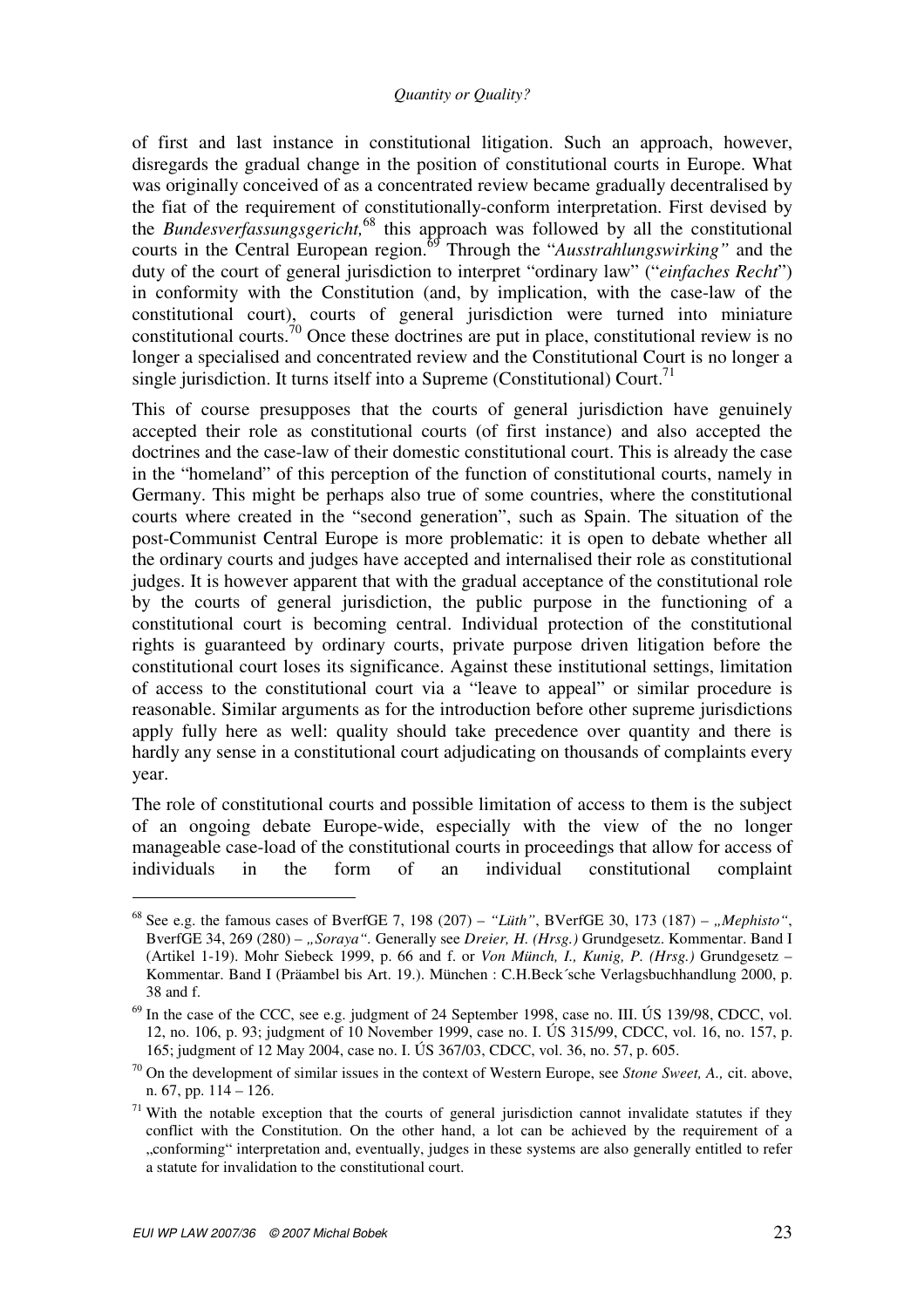of first and last instance in constitutional litigation. Such an approach, however, disregards the gradual change in the position of constitutional courts in Europe. What was originally conceived of as a concentrated review became gradually decentralised by the fiat of the requirement of constitutionally-conform interpretation. First devised by the *Bundesverfassungsgericht,*[68] this approach was followed by all the constitutional courts in the Central European region.[69] Through the "*Ausstrahlungswirking"* and the duty of the court of general jurisdiction to interpret "ordinary law" ("*einfaches Recht*") in conformity with the Constitution (and, by implication, with the case-law of the constitutional court), courts of general jurisdiction were turned into miniature constitutional courts.[70] Once these doctrines are put in place, constitutional review is no longer a specialised and concentrated review and the Constitutional Court is no longer a single jurisdiction. It turns itself into a Supreme (Constitutional) Court.[71]

This of course presupposes that the courts of general jurisdiction have genuinely accepted their role as constitutional courts (of first instance) and also accepted the doctrines and the case-law of their domestic constitutional court. This is already the case in the "homeland" of this perception of the function of constitutional courts, namely in Germany. This might be perhaps also true of some countries, where the constitutional courts where created in the "second generation", such as Spain. The situation of the post-Communist Central Europe is more problematic: it is open to debate whether all the ordinary courts and judges have accepted and internalised their role as constitutional judges. It is however apparent that with the gradual acceptance of the constitutional role by the courts of general jurisdiction, the public purpose in the functioning of a constitutional court is becoming central. Individual protection of the constitutional rights is guaranteed by ordinary courts, private purpose driven litigation before the constitutional court loses its significance. Against these institutional settings, limitation of access to the constitutional court via a "leave to appeal" or similar procedure is reasonable. Similar arguments as for the introduction before other supreme jurisdictions apply fully here as well: quality should take precedence over quantity and there is hardly any sense in a constitutional court adjudicating on thousands of complaints every year.

The role of constitutional courts and possible limitation of access to them is the subject of an ongoing debate Europe-wide, especially with the view of the no longer manageable case-load of the constitutional courts in proceedings that allow for access of individuals in the form of an individual constitutional complaint

---

[68] See e.g. the famous cases of BverfGE 7, 198 (207) – *"Lüth"*, BVerfGE 30, 173 (187) – *„Mephisto"*, BverfGE 34, 269 (280) – *„Soraya"*. Generally see *Dreier, H. (Hrsg.)* Grundgesetz. Kommentar. Band I (Artikel 1-19). Mohr Siebeck 1999, p. 66 and f. or *Von Münch, I., Kunig, P. (Hrsg.)* Grundgesetz – Kommentar. Band I (Präambel bis Art. 19.). München : C.H.Beck´sche Verlagsbuchhandlung 2000, p. 38 and f.

[69] In the case of the CCC, see e.g. judgment of 24 September 1998, case no. III. ÚS 139/98, CDCC, vol. 12, no. 106, p. 93; judgment of 10 November 1999, case no. I. ÚS 315/99, CDCC, vol. 16, no. 157, p. 165; judgment of 12 May 2004, case no. I. ÚS 367/03, CDCC, vol. 36, no. 57, p. 605.

[70] On the development of similar issues in the context of Western Europe, see *Stone Sweet, A.,* cit. above, n. 67, pp. 114 – 126.

[71] With the notable exception that the courts of general jurisdiction cannot invalidate statutes if they conflict with the Constitution. On the other hand, a lot can be achieved by the requirement of a „conforming" interpretation and, eventually, judges in these systems are also generally entitled to refer a statute for invalidation to the constitutional court.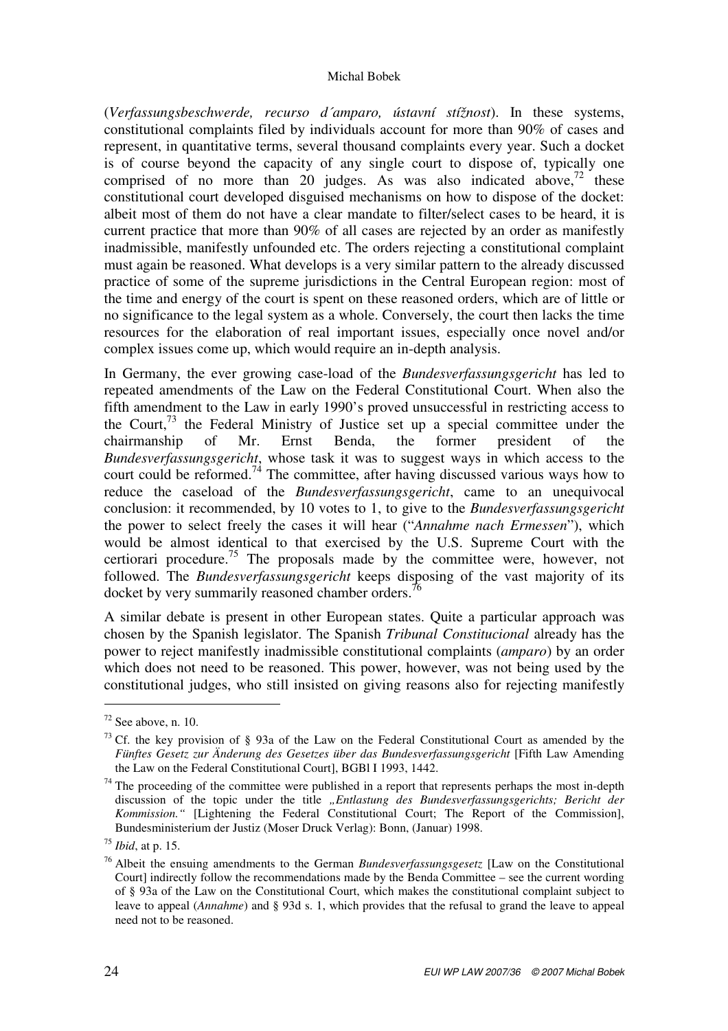(*Verfassungsbeschwerde, recurso d´amparo, ústavní stížnost*). In these systems, constitutional complaints filed by individuals account for more than 90% of cases and represent, in quantitative terms, several thousand complaints every year. Such a docket is of course beyond the capacity of any single court to dispose of, typically one comprised of no more than 20 judges. As was also indicated above,[72] these constitutional court developed disguised mechanisms on how to dispose of the docket: albeit most of them do not have a clear mandate to filter/select cases to be heard, it is current practice that more than 90% of all cases are rejected by an order as manifestly inadmissible, manifestly unfounded etc. The orders rejecting a constitutional complaint must again be reasoned. What develops is a very similar pattern to the already discussed practice of some of the supreme jurisdictions in the Central European region: most of the time and energy of the court is spent on these reasoned orders, which are of little or no significance to the legal system as a whole. Conversely, the court then lacks the time resources for the elaboration of real important issues, especially once novel and/or complex issues come up, which would require an in-depth analysis.

In Germany, the ever growing case-load of the *Bundesverfassungsgericht* has led to repeated amendments of the Law on the Federal Constitutional Court. When also the fifth amendment to the Law in early 1990's proved unsuccessful in restricting access to the Court,[73] the Federal Ministry of Justice set up a special committee under the chairmanship of Mr. Ernst Benda, the former president of the *Bundesverfassungsgericht*, whose task it was to suggest ways in which access to the court could be reformed.[74] The committee, after having discussed various ways how to reduce the caseload of the *Bundesverfassungsgericht*, came to an unequivocal conclusion: it recommended, by 10 votes to 1, to give to the *Bundesverfassungsgericht* the power to select freely the cases it will hear ("*Annahme nach Ermessen*"), which would be almost identical to that exercised by the U.S. Supreme Court with the certiorari procedure.[75] The proposals made by the committee were, however, not followed. The *Bundesverfassungsgericht* keeps disposing of the vast majority of its docket by very summarily reasoned chamber orders.[76]

A similar debate is present in other European states. Quite a particular approach was chosen by the Spanish legislator. The Spanish *Tribunal Constitucional* already has the power to reject manifestly inadmissible constitutional complaints (*amparo*) by an order which does not need to be reasoned. This power, however, was not being used by the constitutional judges, who still insisted on giving reasons also for rejecting manifestly

---

[72] See above, n. 10.

[73] Cf. the key provision of § 93a of the Law on the Federal Constitutional Court as amended by the *Fünftes Gesetz zur Änderung des Gesetzes über das Bundesverfassungsgericht* [Fifth Law Amending the Law on the Federal Constitutional Court], BGBl I 1993, 1442.

[74] The proceeding of the committee were published in a report that represents perhaps the most in-depth discussion of the topic under the title *„Entlastung des Bundesverfassungsgerichts; Bericht der Kommission."* [Lightening the Federal Constitutional Court; The Report of the Commission], Bundesministerium der Justiz (Moser Druck Verlag): Bonn, (Januar) 1998.

[75] *Ibid*, at p. 15.

[76] Albeit the ensuing amendments to the German *Bundesverfassungsgesetz* [Law on the Constitutional Court] indirectly follow the recommendations made by the Benda Committee – see the current wording of § 93a of the Law on the Constitutional Court, which makes the constitutional complaint subject to leave to appeal (*Annahme*) and § 93d s. 1, which provides that the refusal to grand the leave to appeal need not to be reasoned.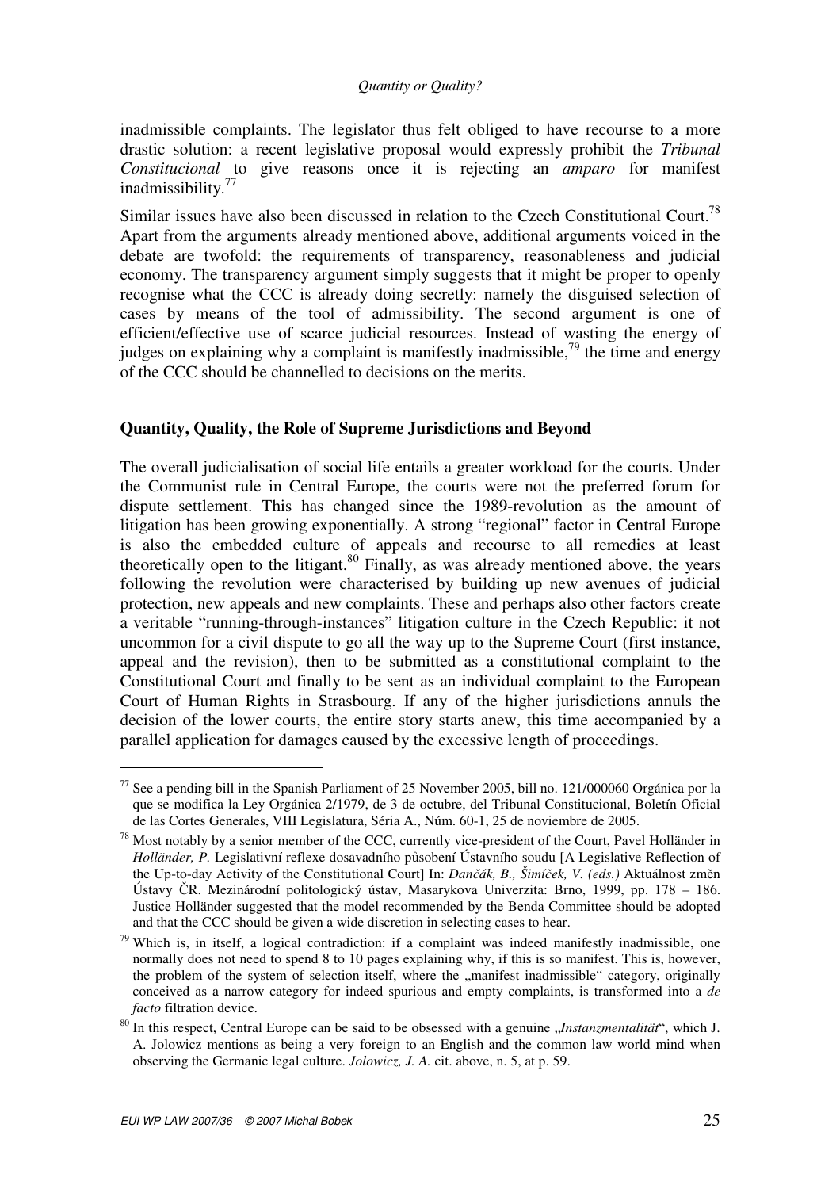inadmissible complaints. The legislator thus felt obliged to have recourse to a more drastic solution: a recent legislative proposal would expressly prohibit the *Tribunal Constitucional* to give reasons once it is rejecting an *amparo* for manifest inadmissibility.[77]

Similar issues have also been discussed in relation to the Czech Constitutional Court.[78] Apart from the arguments already mentioned above, additional arguments voiced in the debate are twofold: the requirements of transparency, reasonableness and judicial economy. The transparency argument simply suggests that it might be proper to openly recognise what the CCC is already doing secretly: namely the disguised selection of cases by means of the tool of admissibility. The second argument is one of efficient/effective use of scarce judicial resources. Instead of wasting the energy of judges on explaining why a complaint is manifestly inadmissible,[79] the time and energy of the CCC should be channelled to decisions on the merits.

## Quantity, Quality, the Role of Supreme Jurisdictions and Beyond

The overall judicialisation of social life entails a greater workload for the courts. Under the Communist rule in Central Europe, the courts were not the preferred forum for dispute settlement. This has changed since the 1989-revolution as the amount of litigation has been growing exponentially. A strong "regional" factor in Central Europe is also the embedded culture of appeals and recourse to all remedies at least theoretically open to the litigant.[80] Finally, as was already mentioned above, the years following the revolution were characterised by building up new avenues of judicial protection, new appeals and new complaints. These and perhaps also other factors create a veritable "running-through-instances" litigation culture in the Czech Republic: it not uncommon for a civil dispute to go all the way up to the Supreme Court (first instance, appeal and the revision), then to be submitted as a constitutional complaint to the Constitutional Court and finally to be sent as an individual complaint to the European Court of Human Rights in Strasbourg. If any of the higher jurisdictions annuls the decision of the lower courts, the entire story starts anew, this time accompanied by a parallel application for damages caused by the excessive length of proceedings.

---

[77] See a pending bill in the Spanish Parliament of 25 November 2005, bill no. 121/000060 Orgánica por la que se modifica la Ley Orgánica 2/1979, de 3 de octubre, del Tribunal Constitucional, Boletín Oficial de las Cortes Generales, VIII Legislatura, Séria A., Núm. 60-1, 25 de noviembre de 2005.

[78] Most notably by a senior member of the CCC, currently vice-president of the Court, Pavel Holländer in *Holländer, P.* Legislativní reflexe dosavadního působení Ústavního soudu [A Legislative Reflection of the Up-to-day Activity of the Constitutional Court] In: *Dančák, B., Šimíček, V. (eds.)* Aktuálnost změn Ústavy ČR. Mezinárodní politologický ústav, Masarykova Univerzita: Brno, 1999, pp. 178 – 186. Justice Holländer suggested that the model recommended by the Benda Committee should be adopted and that the CCC should be given a wide discretion in selecting cases to hear.

[79] Which is, in itself, a logical contradiction: if a complaint was indeed manifestly inadmissible, one normally does not need to spend 8 to 10 pages explaining why, if this is so manifest. This is, however, the problem of the system of selection itself, where the „manifest inadmissible" category, originally conceived as a narrow category for indeed spurious and empty complaints, is transformed into a *de facto* filtration device.

[80] In this respect, Central Europe can be said to be obsessed with a genuine „*Instanzmentalität*", which J. A. Jolowicz mentions as being a very foreign to an English and the common law world mind when observing the Germanic legal culture. *Jolowicz, J. A.* cit. above, n. 5, at p. 59.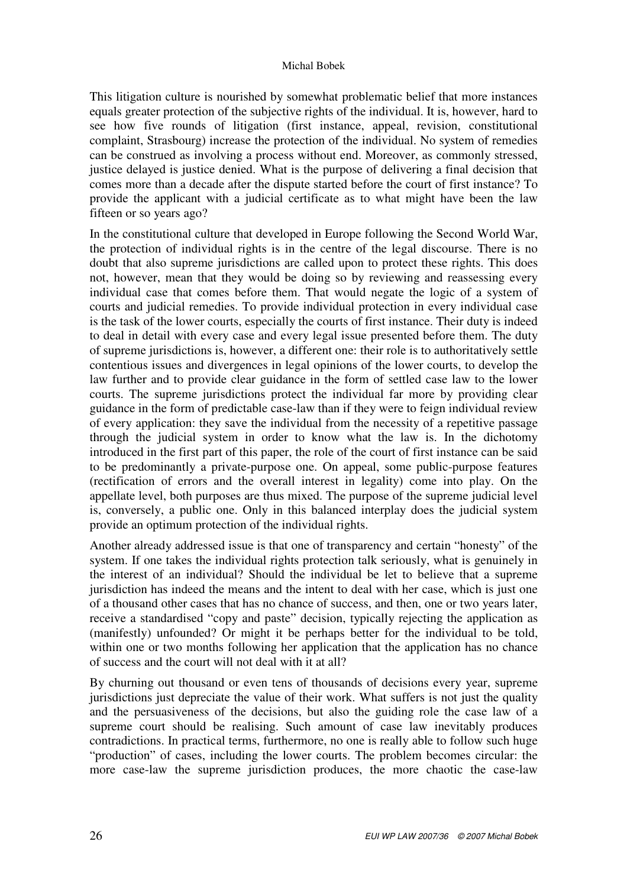This litigation culture is nourished by somewhat problematic belief that more instances equals greater protection of the subjective rights of the individual. It is, however, hard to see how five rounds of litigation (first instance, appeal, revision, constitutional complaint, Strasbourg) increase the protection of the individual. No system of remedies can be construed as involving a process without end. Moreover, as commonly stressed, justice delayed is justice denied. What is the purpose of delivering a final decision that comes more than a decade after the dispute started before the court of first instance? To provide the applicant with a judicial certificate as to what might have been the law fifteen or so years ago?

In the constitutional culture that developed in Europe following the Second World War, the protection of individual rights is in the centre of the legal discourse. There is no doubt that also supreme jurisdictions are called upon to protect these rights. This does not, however, mean that they would be doing so by reviewing and reassessing every individual case that comes before them. That would negate the logic of a system of courts and judicial remedies. To provide individual protection in every individual case is the task of the lower courts, especially the courts of first instance. Their duty is indeed to deal in detail with every case and every legal issue presented before them. The duty of supreme jurisdictions is, however, a different one: their role is to authoritatively settle contentious issues and divergences in legal opinions of the lower courts, to develop the law further and to provide clear guidance in the form of settled case law to the lower courts. The supreme jurisdictions protect the individual far more by providing clear guidance in the form of predictable case-law than if they were to feign individual review of every application: they save the individual from the necessity of a repetitive passage through the judicial system in order to know what the law is. In the dichotomy introduced in the first part of this paper, the role of the court of first instance can be said to be predominantly a private-purpose one. On appeal, some public-purpose features (rectification of errors and the overall interest in legality) come into play. On the appellate level, both purposes are thus mixed. The purpose of the supreme judicial level is, conversely, a public one. Only in this balanced interplay does the judicial system provide an optimum protection of the individual rights.

Another already addressed issue is that one of transparency and certain "honesty" of the system. If one takes the individual rights protection talk seriously, what is genuinely in the interest of an individual? Should the individual be let to believe that a supreme jurisdiction has indeed the means and the intent to deal with her case, which is just one of a thousand other cases that has no chance of success, and then, one or two years later, receive a standardised "copy and paste" decision, typically rejecting the application as (manifestly) unfounded? Or might it be perhaps better for the individual to be told, within one or two months following her application that the application has no chance of success and the court will not deal with it at all?

By churning out thousand or even tens of thousands of decisions every year, supreme jurisdictions just depreciate the value of their work. What suffers is not just the quality and the persuasiveness of the decisions, but also the guiding role the case law of a supreme court should be realising. Such amount of case law inevitably produces contradictions. In practical terms, furthermore, no one is really able to follow such huge "production" of cases, including the lower courts. The problem becomes circular: the more case-law the supreme jurisdiction produces, the more chaotic the case-law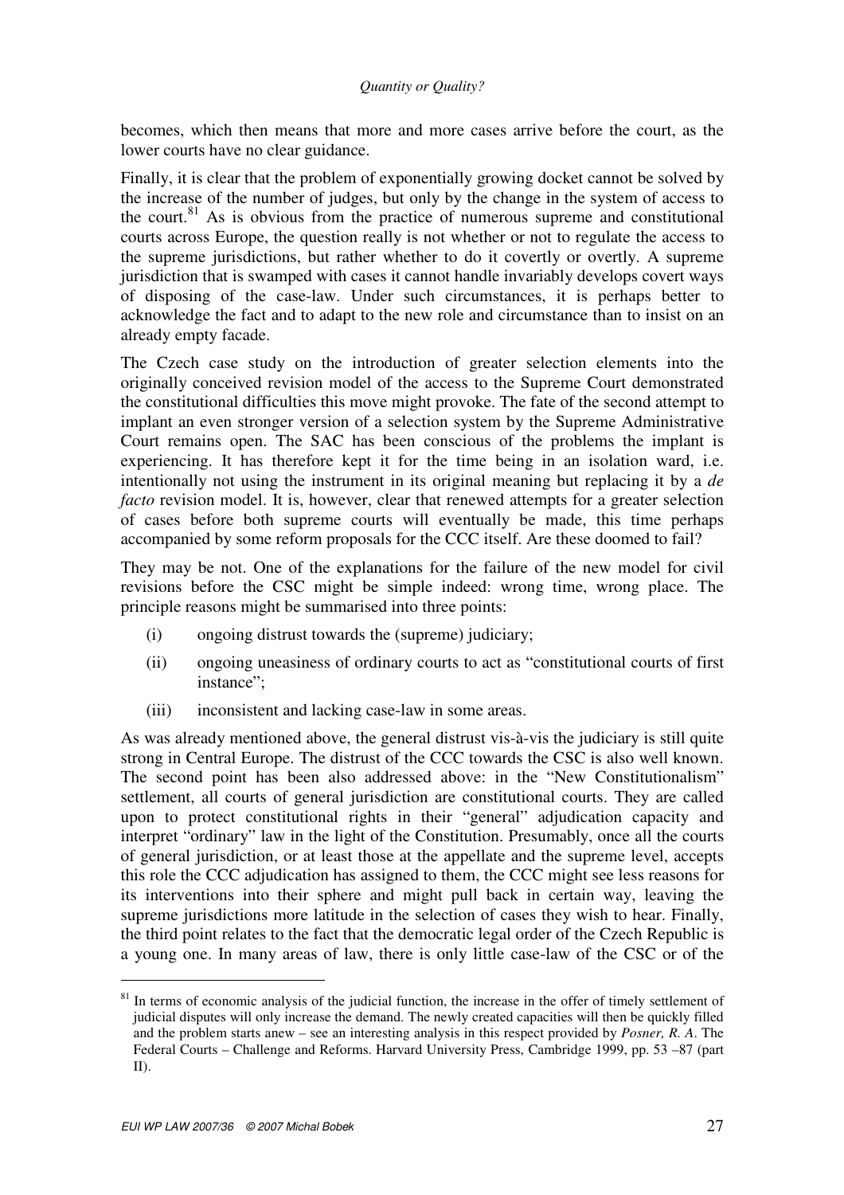becomes, which then means that more and more cases arrive before the court, as the lower courts have no clear guidance.

Finally, it is clear that the problem of exponentially growing docket cannot be solved by the increase of the number of judges, but only by the change in the system of access to the court.[81] As is obvious from the practice of numerous supreme and constitutional courts across Europe, the question really is not whether or not to regulate the access to the supreme jurisdictions, but rather whether to do it covertly or overtly. A supreme jurisdiction that is swamped with cases it cannot handle invariably develops covert ways of disposing of the case-law. Under such circumstances, it is perhaps better to acknowledge the fact and to adapt to the new role and circumstance than to insist on an already empty facade.

The Czech case study on the introduction of greater selection elements into the originally conceived revision model of the access to the Supreme Court demonstrated the constitutional difficulties this move might provoke. The fate of the second attempt to implant an even stronger version of a selection system by the Supreme Administrative Court remains open. The SAC has been conscious of the problems the implant is experiencing. It has therefore kept it for the time being in an isolation ward, i.e. intentionally not using the instrument in its original meaning but replacing it by a *de facto* revision model. It is, however, clear that renewed attempts for a greater selection of cases before both supreme courts will eventually be made, this time perhaps accompanied by some reform proposals for the CCC itself. Are these doomed to fail?

They may be not. One of the explanations for the failure of the new model for civil revisions before the CSC might be simple indeed: wrong time, wrong place. The principle reasons might be summarised into three points:

(i) ongoing distrust towards the (supreme) judiciary;

(ii) ongoing uneasiness of ordinary courts to act as "constitutional courts of first instance";

(iii) inconsistent and lacking case-law in some areas.

As was already mentioned above, the general distrust vis-à-vis the judiciary is still quite strong in Central Europe. The distrust of the CCC towards the CSC is also well known. The second point has been also addressed above: in the "New Constitutionalism" settlement, all courts of general jurisdiction are constitutional courts. They are called upon to protect constitutional rights in their "general" adjudication capacity and interpret "ordinary" law in the light of the Constitution. Presumably, once all the courts of general jurisdiction, or at least those at the appellate and the supreme level, accepts this role the CCC adjudication has assigned to them, the CCC might see less reasons for its interventions into their sphere and might pull back in certain way, leaving the supreme jurisdictions more latitude in the selection of cases they wish to hear. Finally, the third point relates to the fact that the democratic legal order of the Czech Republic is a young one. In many areas of law, there is only little case-law of the CSC or of the

---

[81] In terms of economic analysis of the judicial function, the increase in the offer of timely settlement of judicial disputes will only increase the demand. The newly created capacities will then be quickly filled and the problem starts anew – see an interesting analysis in this respect provided by *Posner, R. A*. The Federal Courts – Challenge and Reforms. Harvard University Press, Cambridge 1999, pp. 53 –87 (part II).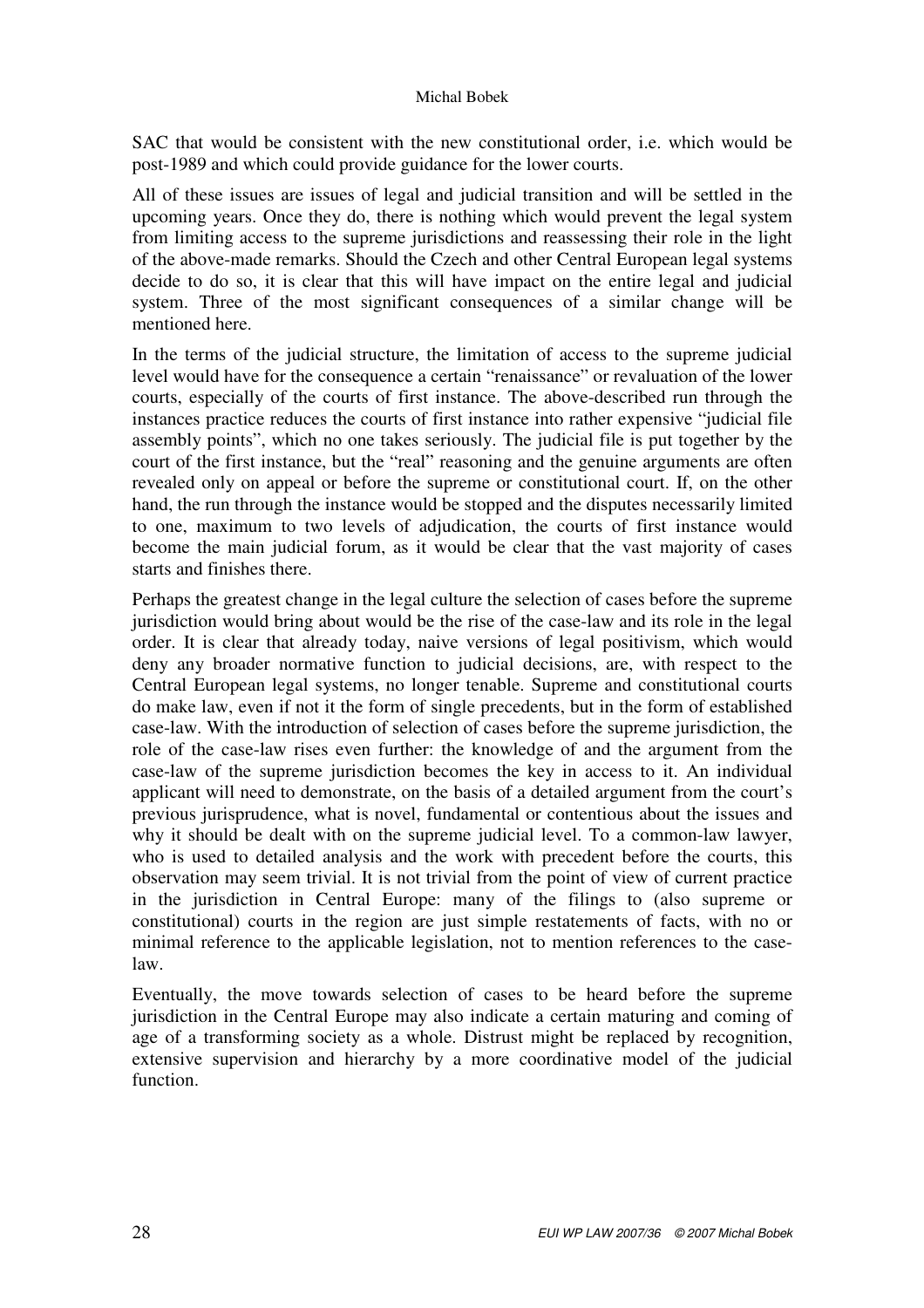SAC that would be consistent with the new constitutional order, i.e. which would be post-1989 and which could provide guidance for the lower courts.

All of these issues are issues of legal and judicial transition and will be settled in the upcoming years. Once they do, there is nothing which would prevent the legal system from limiting access to the supreme jurisdictions and reassessing their role in the light of the above-made remarks. Should the Czech and other Central European legal systems decide to do so, it is clear that this will have impact on the entire legal and judicial system. Three of the most significant consequences of a similar change will be mentioned here.

In the terms of the judicial structure, the limitation of access to the supreme judicial level would have for the consequence a certain "renaissance" or revaluation of the lower courts, especially of the courts of first instance. The above-described run through the instances practice reduces the courts of first instance into rather expensive "judicial file assembly points", which no one takes seriously. The judicial file is put together by the court of the first instance, but the "real" reasoning and the genuine arguments are often revealed only on appeal or before the supreme or constitutional court. If, on the other hand, the run through the instance would be stopped and the disputes necessarily limited to one, maximum to two levels of adjudication, the courts of first instance would become the main judicial forum, as it would be clear that the vast majority of cases starts and finishes there.

Perhaps the greatest change in the legal culture the selection of cases before the supreme jurisdiction would bring about would be the rise of the case-law and its role in the legal order. It is clear that already today, naive versions of legal positivism, which would deny any broader normative function to judicial decisions, are, with respect to the Central European legal systems, no longer tenable. Supreme and constitutional courts do make law, even if not it the form of single precedents, but in the form of established case-law. With the introduction of selection of cases before the supreme jurisdiction, the role of the case-law rises even further: the knowledge of and the argument from the case-law of the supreme jurisdiction becomes the key in access to it. An individual applicant will need to demonstrate, on the basis of a detailed argument from the court's previous jurisprudence, what is novel, fundamental or contentious about the issues and why it should be dealt with on the supreme judicial level. To a common-law lawyer, who is used to detailed analysis and the work with precedent before the courts, this observation may seem trivial. It is not trivial from the point of view of current practice in the jurisdiction in Central Europe: many of the filings to (also supreme or constitutional) courts in the region are just simple restatements of facts, with no or minimal reference to the applicable legislation, not to mention references to the case-law.

Eventually, the move towards selection of cases to be heard before the supreme jurisdiction in the Central Europe may also indicate a certain maturing and coming of age of a transforming society as a whole. Distrust might be replaced by recognition, extensive supervision and hierarchy by a more coordinative model of the judicial function.